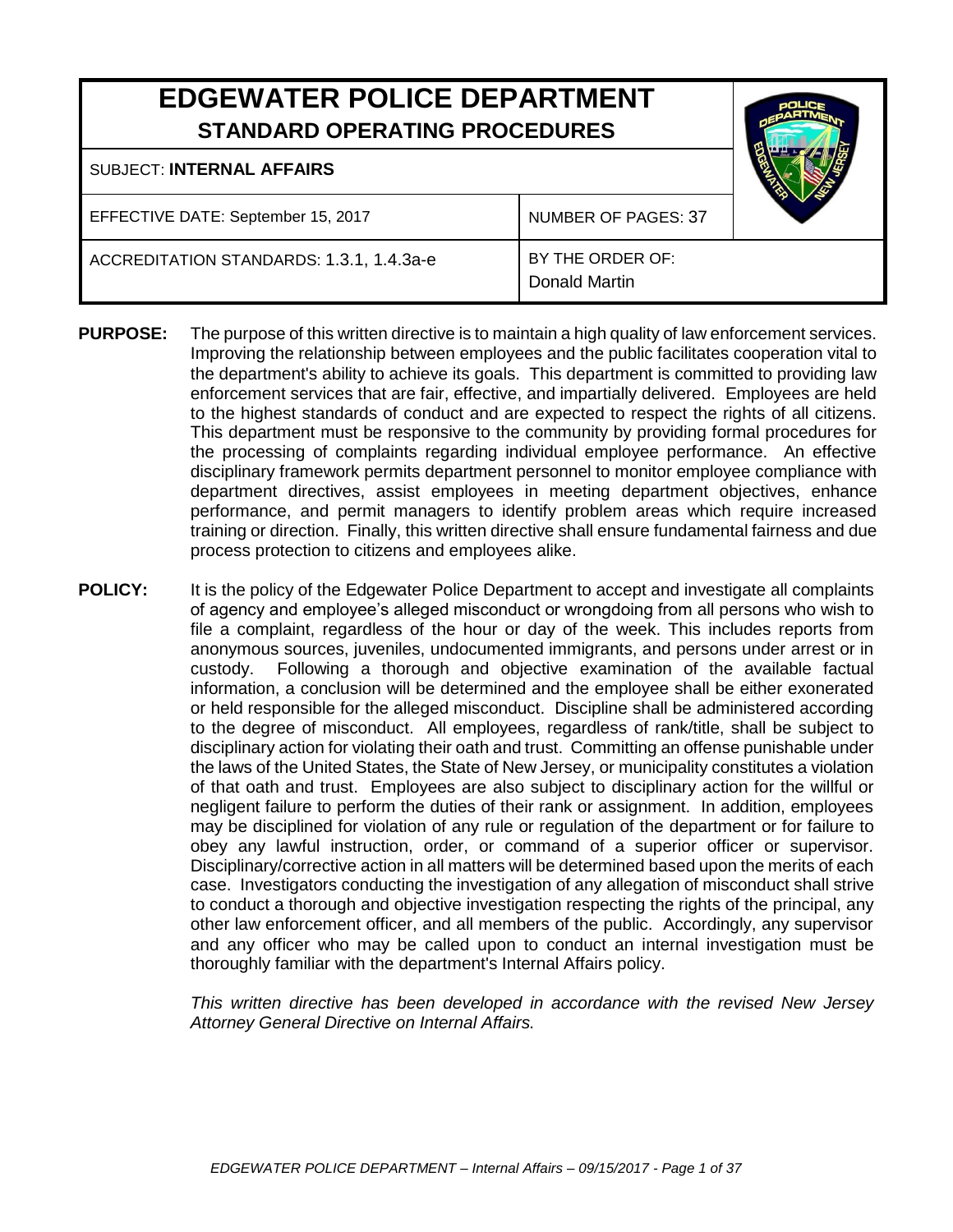# EDGEWATER POLICE DEPARTMENT
## STANDARD OPERATING PROCEDURES

| SUBJECT: **INTERNAL AFFAIRS** | |
|---|---|
| EFFECTIVE DATE: September 15, 2017 | NUMBER OF PAGES: 37 |
| ACCREDITATION STANDARDS: 1.3.1, 1.4.3a-e | BY THE ORDER OF: Donald Martin |

**PURPOSE:** The purpose of this written directive is to maintain a high quality of law enforcement services. Improving the relationship between employees and the public facilitates cooperation vital to the department's ability to achieve its goals. This department is committed to providing law enforcement services that are fair, effective, and impartially delivered. Employees are held to the highest standards of conduct and are expected to respect the rights of all citizens. This department must be responsive to the community by providing formal procedures for the processing of complaints regarding individual employee performance. An effective disciplinary framework permits department personnel to monitor employee compliance with department directives, assist employees in meeting department objectives, enhance performance, and permit managers to identify problem areas which require increased training or direction. Finally, this written directive shall ensure fundamental fairness and due process protection to citizens and employees alike.

**POLICY:** It is the policy of the Edgewater Police Department to accept and investigate all complaints of agency and employee's alleged misconduct or wrongdoing from all persons who wish to file a complaint, regardless of the hour or day of the week. This includes reports from anonymous sources, juveniles, undocumented immigrants, and persons under arrest or in custody. Following a thorough and objective examination of the available factual information, a conclusion will be determined and the employee shall be either exonerated or held responsible for the alleged misconduct. Discipline shall be administered according to the degree of misconduct. All employees, regardless of rank/title, shall be subject to disciplinary action for violating their oath and trust. Committing an offense punishable under the laws of the United States, the State of New Jersey, or municipality constitutes a violation of that oath and trust. Employees are also subject to disciplinary action for the willful or negligent failure to perform the duties of their rank or assignment. In addition, employees may be disciplined for violation of any rule or regulation of the department or for failure to obey any lawful instruction, order, or command of a superior officer or supervisor. Disciplinary/corrective action in all matters will be determined based upon the merits of each case. Investigators conducting the investigation of any allegation of misconduct shall strive to conduct a thorough and objective investigation respecting the rights of the principal, any other law enforcement officer, and all members of the public. Accordingly, any supervisor and any officer who may be called upon to conduct an internal investigation must be thoroughly familiar with the department's Internal Affairs policy.

*This written directive has been developed in accordance with the revised New Jersey Attorney General Directive on Internal Affairs.*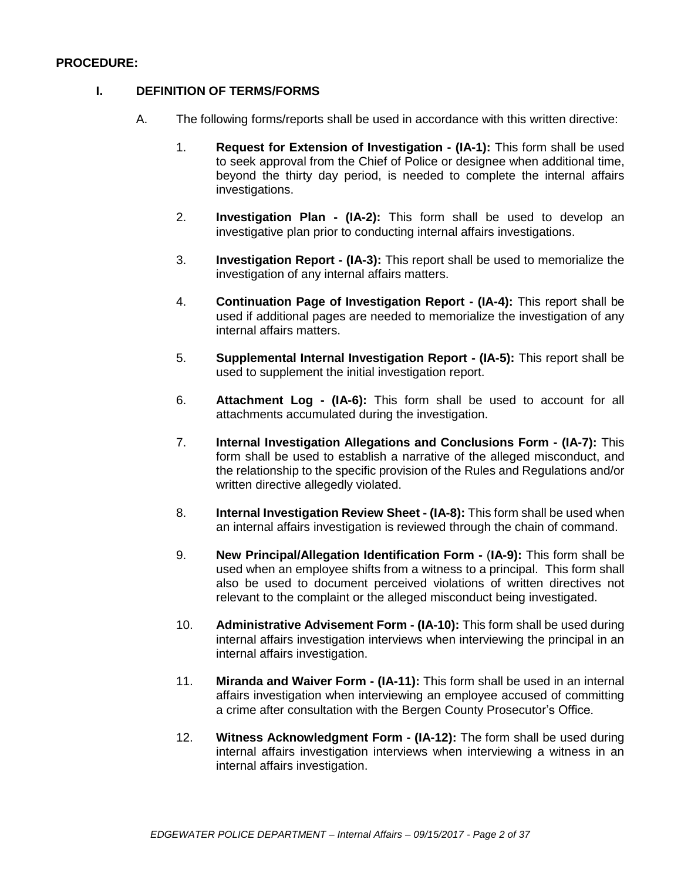**PROCEDURE:**

## I. DEFINITION OF TERMS/FORMS

A. The following forms/reports shall be used in accordance with this written directive:

1. **Request for Extension of Investigation - (IA-1):** This form shall be used to seek approval from the Chief of Police or designee when additional time, beyond the thirty day period, is needed to complete the internal affairs investigations.

2. **Investigation Plan - (IA-2):** This form shall be used to develop an investigative plan prior to conducting internal affairs investigations.

3. **Investigation Report - (IA-3):** This report shall be used to memorialize the investigation of any internal affairs matters.

4. **Continuation Page of Investigation Report - (IA-4):** This report shall be used if additional pages are needed to memorialize the investigation of any internal affairs matters.

5. **Supplemental Internal Investigation Report - (IA-5):** This report shall be used to supplement the initial investigation report.

6. **Attachment Log - (IA-6):** This form shall be used to account for all attachments accumulated during the investigation.

7. **Internal Investigation Allegations and Conclusions Form - (IA-7):** This form shall be used to establish a narrative of the alleged misconduct, and the relationship to the specific provision of the Rules and Regulations and/or written directive allegedly violated.

8. **Internal Investigation Review Sheet - (IA-8):** This form shall be used when an internal affairs investigation is reviewed through the chain of command.

9. **New Principal/Allegation Identification Form - (IA-9):** This form shall be used when an employee shifts from a witness to a principal. This form shall also be used to document perceived violations of written directives not relevant to the complaint or the alleged misconduct being investigated.

10. **Administrative Advisement Form - (IA-10):** This form shall be used during internal affairs investigation interviews when interviewing the principal in an internal affairs investigation.

11. **Miranda and Waiver Form - (IA-11):** This form shall be used in an internal affairs investigation when interviewing an employee accused of committing a crime after consultation with the Bergen County Prosecutor's Office.

12. **Witness Acknowledgment Form - (IA-12):** The form shall be used during internal affairs investigation interviews when interviewing a witness in an internal affairs investigation.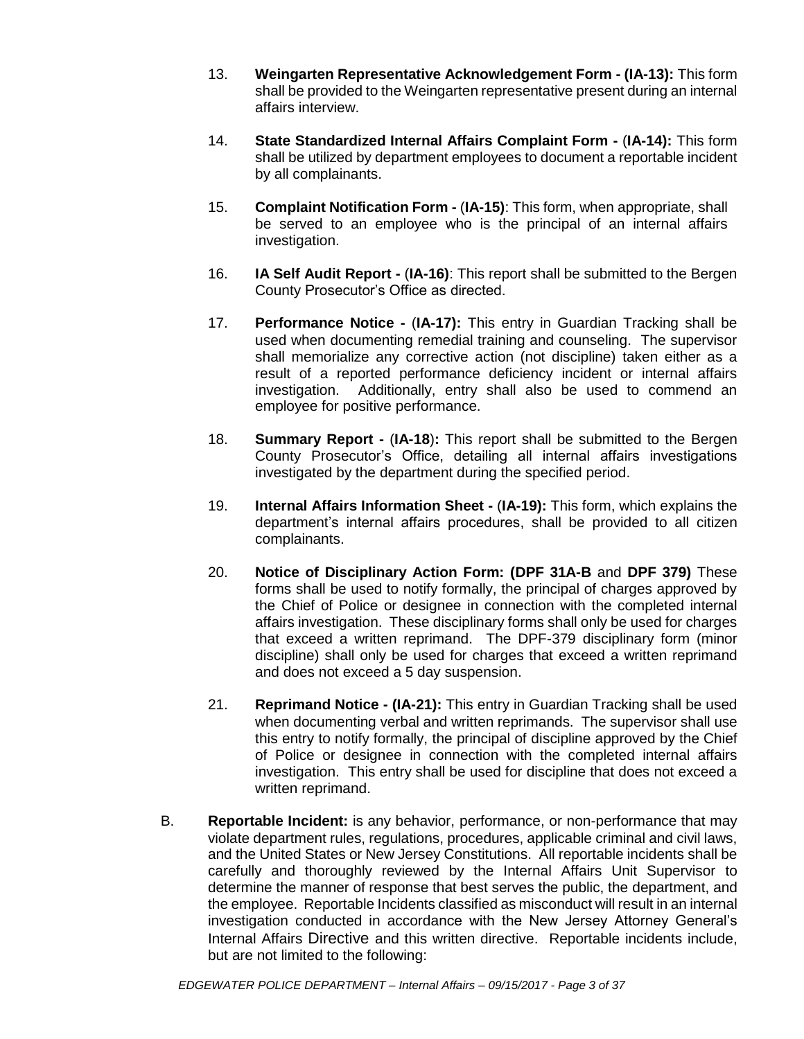13. **Weingarten Representative Acknowledgement Form - (IA-13):** This form shall be provided to the Weingarten representative present during an internal affairs interview.

14. **State Standardized Internal Affairs Complaint Form - (IA-14):** This form shall be utilized by department employees to document a reportable incident by all complainants.

15. **Complaint Notification Form - (IA-15)**: This form, when appropriate, shall be served to an employee who is the principal of an internal affairs investigation.

16. **IA Self Audit Report - (IA-16)**: This report shall be submitted to the Bergen County Prosecutor's Office as directed.

17. **Performance Notice - (IA-17):** This entry in Guardian Tracking shall be used when documenting remedial training and counseling. The supervisor shall memorialize any corrective action (not discipline) taken either as a result of a reported performance deficiency incident or internal affairs investigation. Additionally, entry shall also be used to commend an employee for positive performance.

18. **Summary Report - (IA-18):** This report shall be submitted to the Bergen County Prosecutor's Office, detailing all internal affairs investigations investigated by the department during the specified period.

19. **Internal Affairs Information Sheet - (IA-19):** This form, which explains the department's internal affairs procedures, shall be provided to all citizen complainants.

20. **Notice of Disciplinary Action Form: (DPF 31A-B** and **DPF 379)** These forms shall be used to notify formally, the principal of charges approved by the Chief of Police or designee in connection with the completed internal affairs investigation. These disciplinary forms shall only be used for charges that exceed a written reprimand. The DPF-379 disciplinary form (minor discipline) shall only be used for charges that exceed a written reprimand and does not exceed a 5 day suspension.

21. **Reprimand Notice - (IA-21):** This entry in Guardian Tracking shall be used when documenting verbal and written reprimands. The supervisor shall use this entry to notify formally, the principal of discipline approved by the Chief of Police or designee in connection with the completed internal affairs investigation. This entry shall be used for discipline that does not exceed a written reprimand.

B. **Reportable Incident:** is any behavior, performance, or non-performance that may violate department rules, regulations, procedures, applicable criminal and civil laws, and the United States or New Jersey Constitutions. All reportable incidents shall be carefully and thoroughly reviewed by the Internal Affairs Unit Supervisor to determine the manner of response that best serves the public, the department, and the employee. Reportable Incidents classified as misconduct will result in an internal investigation conducted in accordance with the New Jersey Attorney General's Internal Affairs Directive and this written directive. Reportable incidents include, but are not limited to the following: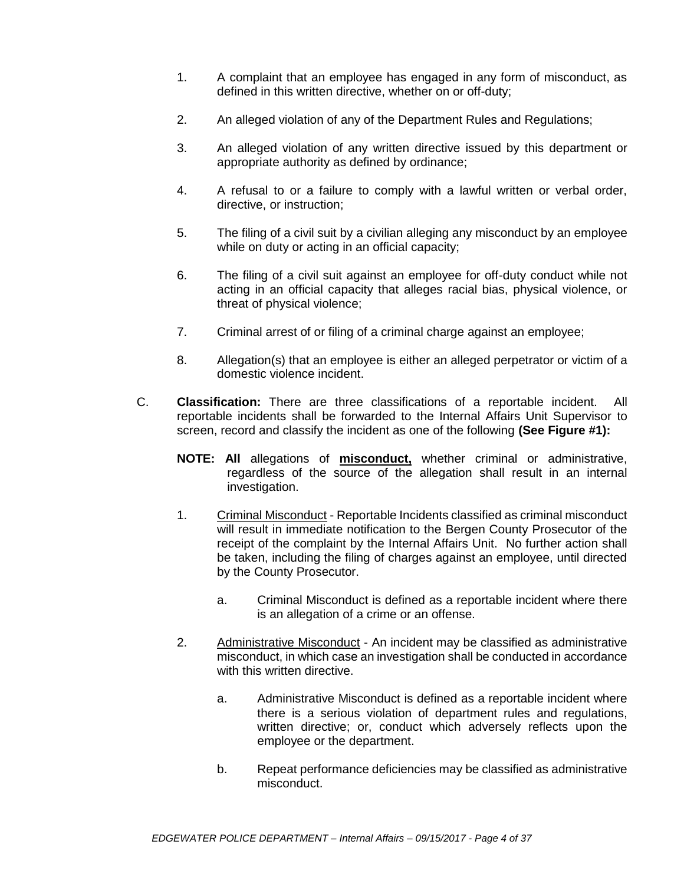1. A complaint that an employee has engaged in any form of misconduct, as defined in this written directive, whether on or off-duty;

2. An alleged violation of any of the Department Rules and Regulations;

3. An alleged violation of any written directive issued by this department or appropriate authority as defined by ordinance;

4. A refusal to or a failure to comply with a lawful written or verbal order, directive, or instruction;

5. The filing of a civil suit by a civilian alleging any misconduct by an employee while on duty or acting in an official capacity;

6. The filing of a civil suit against an employee for off-duty conduct while not acting in an official capacity that alleges racial bias, physical violence, or threat of physical violence;

7. Criminal arrest of or filing of a criminal charge against an employee;

8. Allegation(s) that an employee is either an alleged perpetrator or victim of a domestic violence incident.

C. **Classification:** There are three classifications of a reportable incident. All reportable incidents shall be forwarded to the Internal Affairs Unit Supervisor to screen, record and classify the incident as one of the following **(See Figure #1):**

   **NOTE: All** allegations of **<u>misconduct,</u>** whether criminal or administrative, regardless of the source of the allegation shall result in an internal investigation.

   1. <u>Criminal Misconduct</u> - Reportable Incidents classified as criminal misconduct will result in immediate notification to the Bergen County Prosecutor of the receipt of the complaint by the Internal Affairs Unit. No further action shall be taken, including the filing of charges against an employee, until directed by the County Prosecutor.

      a. Criminal Misconduct is defined as a reportable incident where there is an allegation of a crime or an offense.

   2. <u>Administrative Misconduct</u> - An incident may be classified as administrative misconduct, in which case an investigation shall be conducted in accordance with this written directive.

      a. Administrative Misconduct is defined as a reportable incident where there is a serious violation of department rules and regulations, written directive; or, conduct which adversely reflects upon the employee or the department.

      b. Repeat performance deficiencies may be classified as administrative misconduct.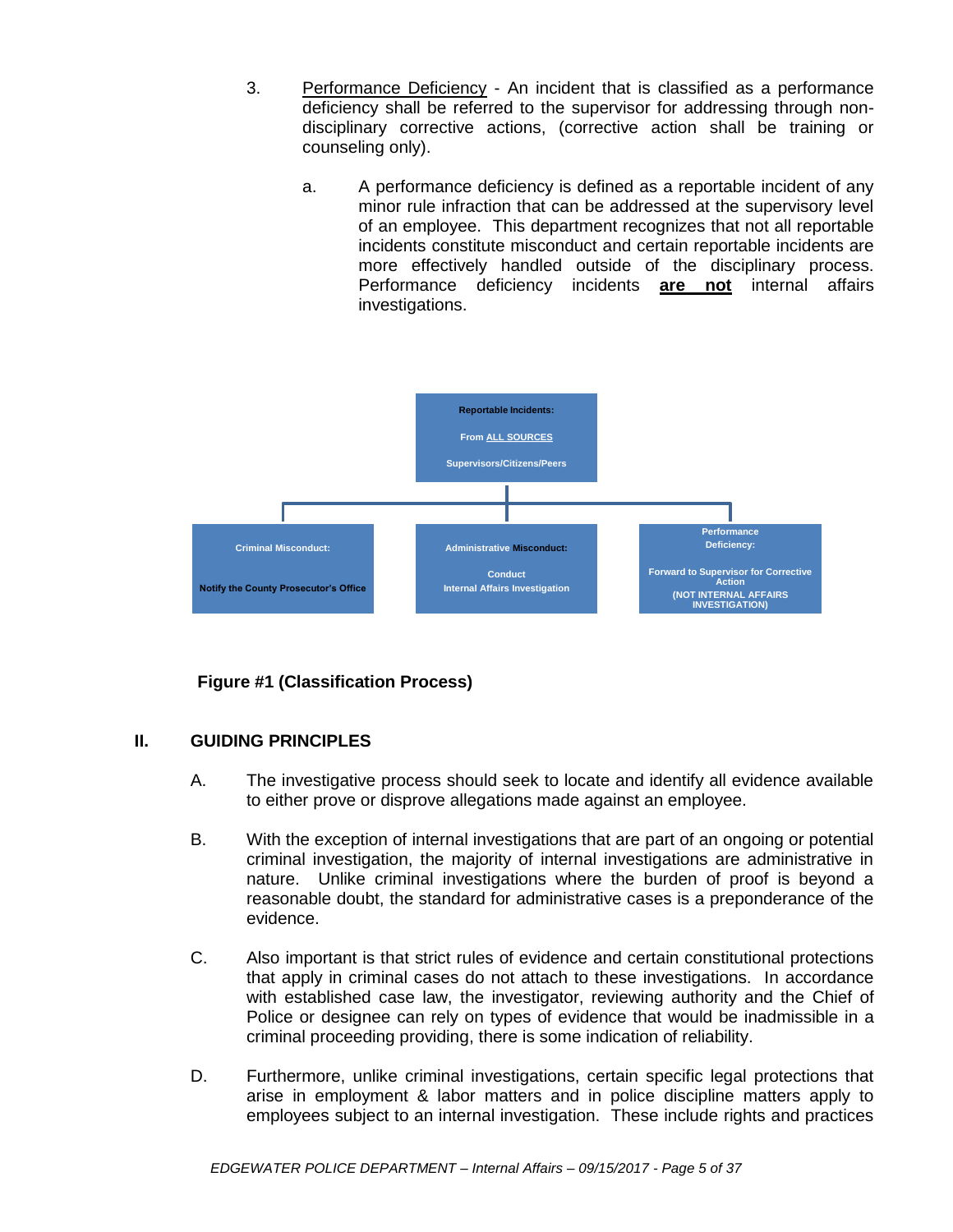3. Performance Deficiency - An incident that is classified as a performance deficiency shall be referred to the supervisor for addressing through non-disciplinary corrective actions, (corrective action shall be training or counseling only).

   a. A performance deficiency is defined as a reportable incident of any minor rule infraction that can be addressed at the supervisory level of an employee. This department recognizes that not all reportable incidents constitute misconduct and certain reportable incidents are more effectively handled outside of the disciplinary process. Performance deficiency incidents **are not** internal affairs investigations.

**Reportable Incidents:**

**From ALL SOURCES**

**Supervisors/Citizens/Peers**

| Criminal Misconduct: | Administrative Misconduct: | Performance Deficiency: |
|---|---|---|
| Notify the County Prosecutor's Office | Conduct Internal Affairs Investigation | Forward to Supervisor for Corrective Action (NOT INTERNAL AFFAIRS INVESTIGATION) |

**Figure #1 (Classification Process)**

## II. GUIDING PRINCIPLES

A. The investigative process should seek to locate and identify all evidence available to either prove or disprove allegations made against an employee.

B. With the exception of internal investigations that are part of an ongoing or potential criminal investigation, the majority of internal investigations are administrative in nature. Unlike criminal investigations where the burden of proof is beyond a reasonable doubt, the standard for administrative cases is a preponderance of the evidence.

C. Also important is that strict rules of evidence and certain constitutional protections that apply in criminal cases do not attach to these investigations. In accordance with established case law, the investigator, reviewing authority and the Chief of Police or designee can rely on types of evidence that would be inadmissible in a criminal proceeding providing, there is some indication of reliability.

D. Furthermore, unlike criminal investigations, certain specific legal protections that arise in employment & labor matters and in police discipline matters apply to employees subject to an internal investigation. These include rights and practices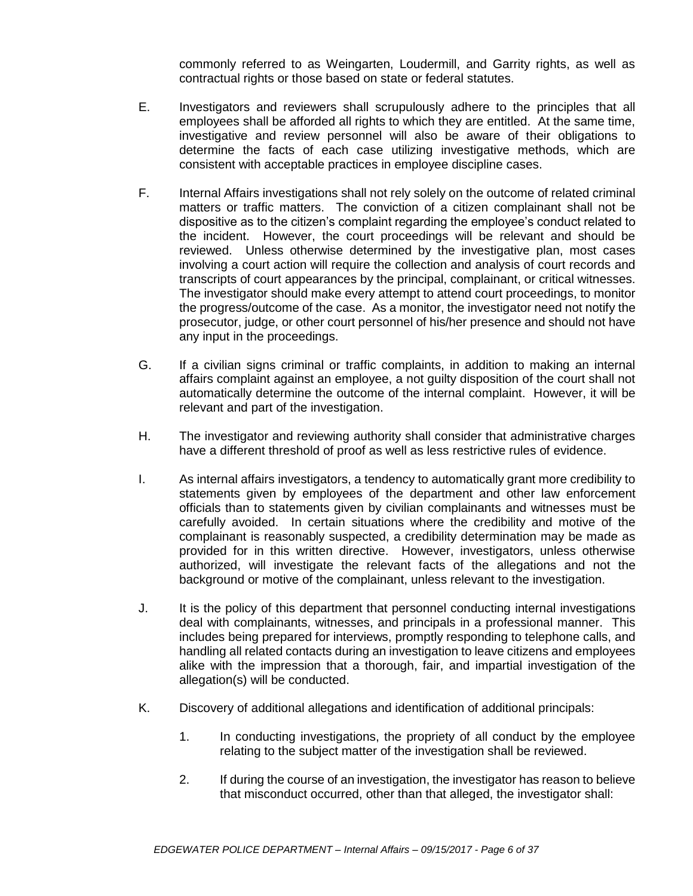commonly referred to as Weingarten, Loudermill, and Garrity rights, as well as contractual rights or those based on state or federal statutes.

E. Investigators and reviewers shall scrupulously adhere to the principles that all employees shall be afforded all rights to which they are entitled. At the same time, investigative and review personnel will also be aware of their obligations to determine the facts of each case utilizing investigative methods, which are consistent with acceptable practices in employee discipline cases.

F. Internal Affairs investigations shall not rely solely on the outcome of related criminal matters or traffic matters. The conviction of a citizen complainant shall not be dispositive as to the citizen's complaint regarding the employee's conduct related to the incident. However, the court proceedings will be relevant and should be reviewed. Unless otherwise determined by the investigative plan, most cases involving a court action will require the collection and analysis of court records and transcripts of court appearances by the principal, complainant, or critical witnesses. The investigator should make every attempt to attend court proceedings, to monitor the progress/outcome of the case. As a monitor, the investigator need not notify the prosecutor, judge, or other court personnel of his/her presence and should not have any input in the proceedings.

G. If a civilian signs criminal or traffic complaints, in addition to making an internal affairs complaint against an employee, a not guilty disposition of the court shall not automatically determine the outcome of the internal complaint. However, it will be relevant and part of the investigation.

H. The investigator and reviewing authority shall consider that administrative charges have a different threshold of proof as well as less restrictive rules of evidence.

I. As internal affairs investigators, a tendency to automatically grant more credibility to statements given by employees of the department and other law enforcement officials than to statements given by civilian complainants and witnesses must be carefully avoided. In certain situations where the credibility and motive of the complainant is reasonably suspected, a credibility determination may be made as provided for in this written directive. However, investigators, unless otherwise authorized, will investigate the relevant facts of the allegations and not the background or motive of the complainant, unless relevant to the investigation.

J. It is the policy of this department that personnel conducting internal investigations deal with complainants, witnesses, and principals in a professional manner. This includes being prepared for interviews, promptly responding to telephone calls, and handling all related contacts during an investigation to leave citizens and employees alike with the impression that a thorough, fair, and impartial investigation of the allegation(s) will be conducted.

K. Discovery of additional allegations and identification of additional principals:

   1. In conducting investigations, the propriety of all conduct by the employee relating to the subject matter of the investigation shall be reviewed.

   2. If during the course of an investigation, the investigator has reason to believe that misconduct occurred, other than that alleged, the investigator shall: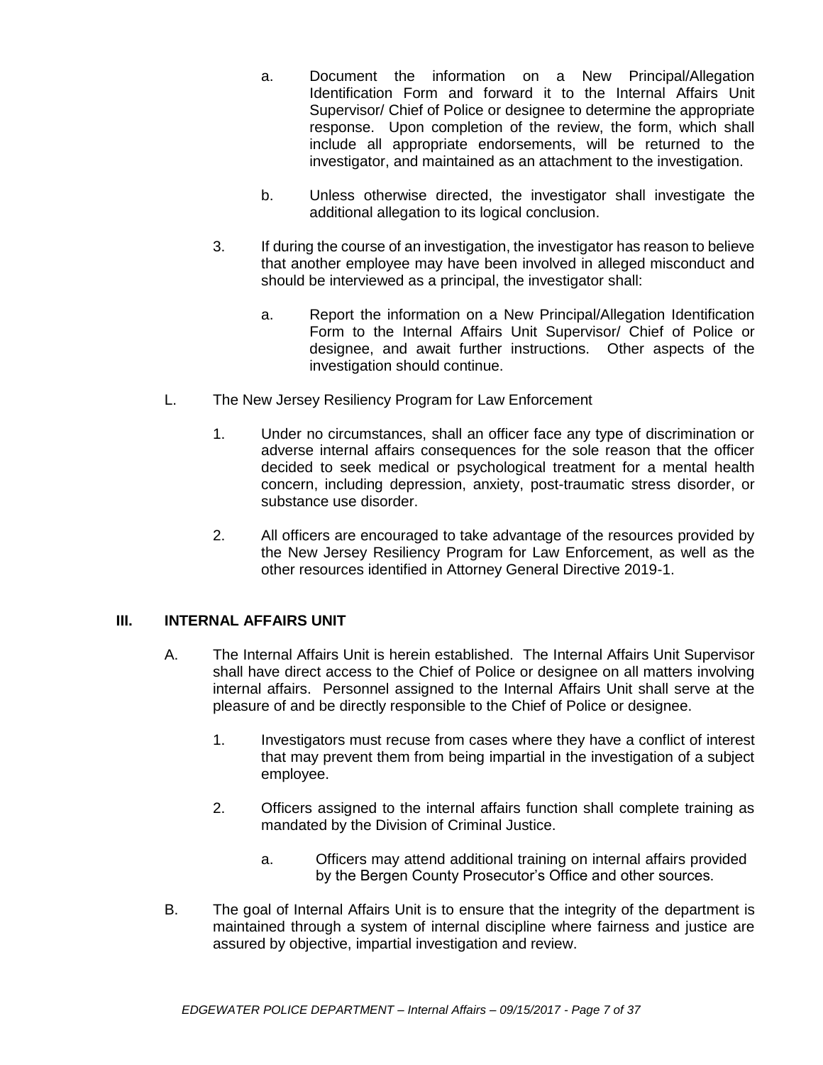a. Document the information on a New Principal/Allegation Identification Form and forward it to the Internal Affairs Unit Supervisor/ Chief of Police or designee to determine the appropriate response. Upon completion of the review, the form, which shall include all appropriate endorsements, will be returned to the investigator, and maintained as an attachment to the investigation.

b. Unless otherwise directed, the investigator shall investigate the additional allegation to its logical conclusion.

3. If during the course of an investigation, the investigator has reason to believe that another employee may have been involved in alleged misconduct and should be interviewed as a principal, the investigator shall:

   a. Report the information on a New Principal/Allegation Identification Form to the Internal Affairs Unit Supervisor/ Chief of Police or designee, and await further instructions. Other aspects of the investigation should continue.

L. The New Jersey Resiliency Program for Law Enforcement

1. Under no circumstances, shall an officer face any type of discrimination or adverse internal affairs consequences for the sole reason that the officer decided to seek medical or psychological treatment for a mental health concern, including depression, anxiety, post-traumatic stress disorder, or substance use disorder.

2. All officers are encouraged to take advantage of the resources provided by the New Jersey Resiliency Program for Law Enforcement, as well as the other resources identified in Attorney General Directive 2019-1.

## III. INTERNAL AFFAIRS UNIT

A. The Internal Affairs Unit is herein established. The Internal Affairs Unit Supervisor shall have direct access to the Chief of Police or designee on all matters involving internal affairs. Personnel assigned to the Internal Affairs Unit shall serve at the pleasure of and be directly responsible to the Chief of Police or designee.

1. Investigators must recuse from cases where they have a conflict of interest that may prevent them from being impartial in the investigation of a subject employee.

2. Officers assigned to the internal affairs function shall complete training as mandated by the Division of Criminal Justice.

   a. Officers may attend additional training on internal affairs provided by the Bergen County Prosecutor's Office and other sources.

B. The goal of Internal Affairs Unit is to ensure that the integrity of the department is maintained through a system of internal discipline where fairness and justice are assured by objective, impartial investigation and review.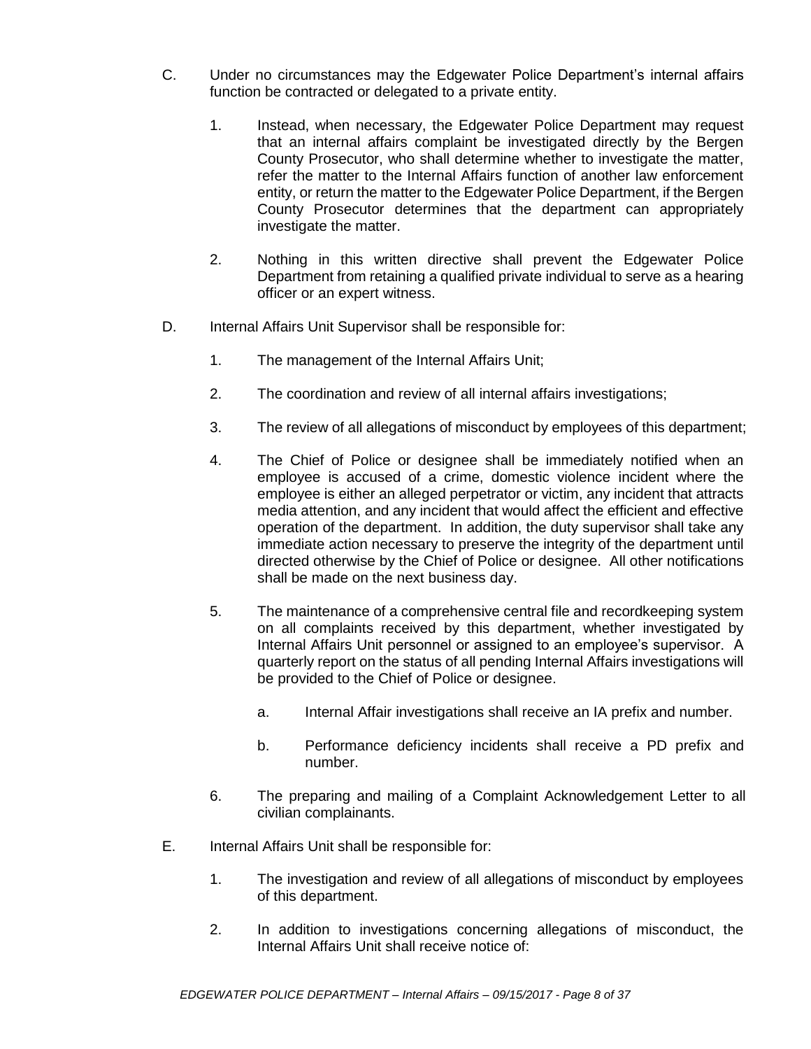C. Under no circumstances may the Edgewater Police Department's internal affairs function be contracted or delegated to a private entity.

   1. Instead, when necessary, the Edgewater Police Department may request that an internal affairs complaint be investigated directly by the Bergen County Prosecutor, who shall determine whether to investigate the matter, refer the matter to the Internal Affairs function of another law enforcement entity, or return the matter to the Edgewater Police Department, if the Bergen County Prosecutor determines that the department can appropriately investigate the matter.

   2. Nothing in this written directive shall prevent the Edgewater Police Department from retaining a qualified private individual to serve as a hearing officer or an expert witness.

D. Internal Affairs Unit Supervisor shall be responsible for:

   1. The management of the Internal Affairs Unit;

   2. The coordination and review of all internal affairs investigations;

   3. The review of all allegations of misconduct by employees of this department;

   4. The Chief of Police or designee shall be immediately notified when an employee is accused of a crime, domestic violence incident where the employee is either an alleged perpetrator or victim, any incident that attracts media attention, and any incident that would affect the efficient and effective operation of the department. In addition, the duty supervisor shall take any immediate action necessary to preserve the integrity of the department until directed otherwise by the Chief of Police or designee. All other notifications shall be made on the next business day.

   5. The maintenance of a comprehensive central file and recordkeeping system on all complaints received by this department, whether investigated by Internal Affairs Unit personnel or assigned to an employee's supervisor. A quarterly report on the status of all pending Internal Affairs investigations will be provided to the Chief of Police or designee.

      a. Internal Affair investigations shall receive an IA prefix and number.

      b. Performance deficiency incidents shall receive a PD prefix and number.

   6. The preparing and mailing of a Complaint Acknowledgement Letter to all civilian complainants.

E. Internal Affairs Unit shall be responsible for:

   1. The investigation and review of all allegations of misconduct by employees of this department.

   2. In addition to investigations concerning allegations of misconduct, the Internal Affairs Unit shall receive notice of: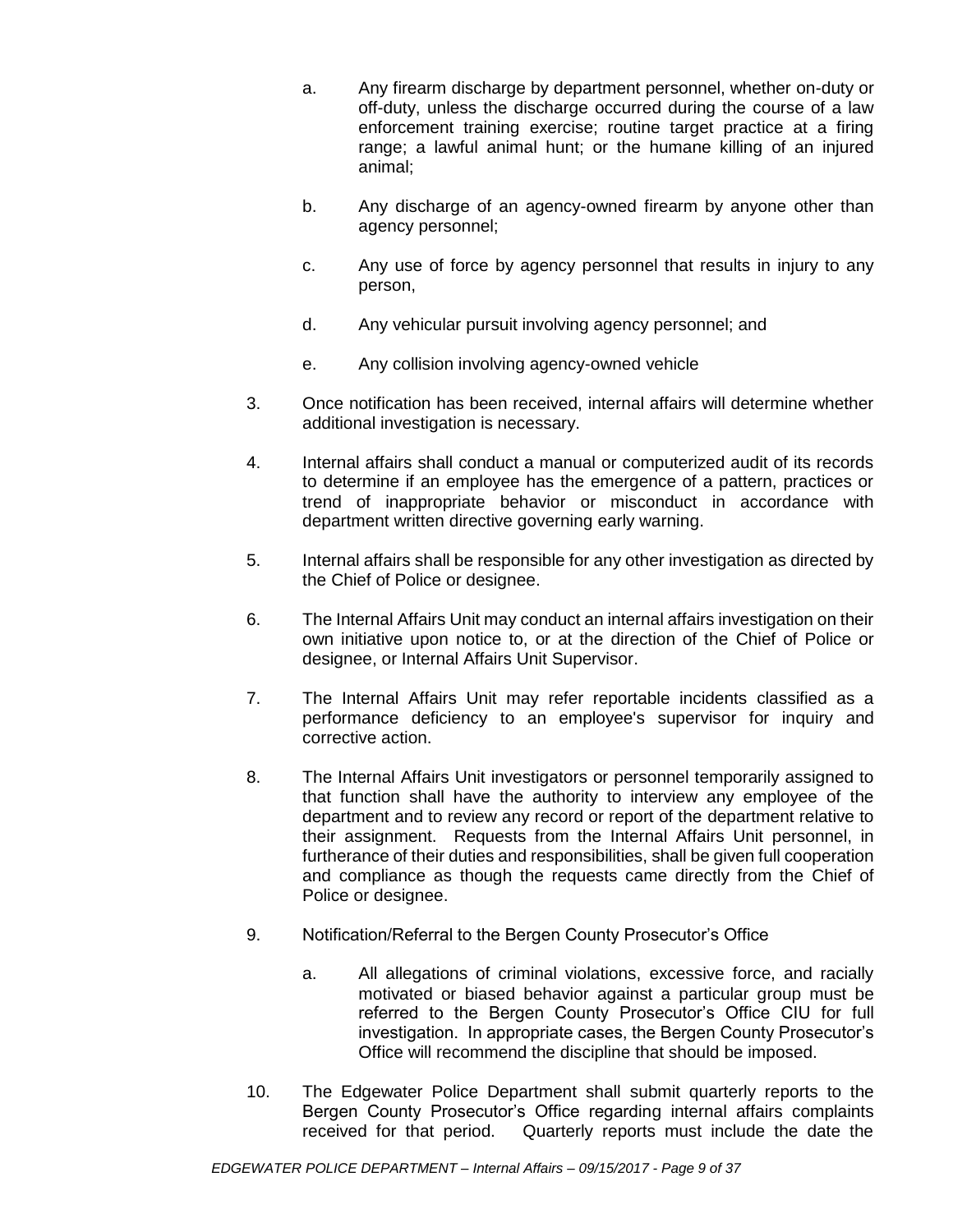a. Any firearm discharge by department personnel, whether on-duty or off-duty, unless the discharge occurred during the course of a law enforcement training exercise; routine target practice at a firing range; a lawful animal hunt; or the humane killing of an injured animal;

b. Any discharge of an agency-owned firearm by anyone other than agency personnel;

c. Any use of force by agency personnel that results in injury to any person,

d. Any vehicular pursuit involving agency personnel; and

e. Any collision involving agency-owned vehicle

3. Once notification has been received, internal affairs will determine whether additional investigation is necessary.

4. Internal affairs shall conduct a manual or computerized audit of its records to determine if an employee has the emergence of a pattern, practices or trend of inappropriate behavior or misconduct in accordance with department written directive governing early warning.

5. Internal affairs shall be responsible for any other investigation as directed by the Chief of Police or designee.

6. The Internal Affairs Unit may conduct an internal affairs investigation on their own initiative upon notice to, or at the direction of the Chief of Police or designee, or Internal Affairs Unit Supervisor.

7. The Internal Affairs Unit may refer reportable incidents classified as a performance deficiency to an employee's supervisor for inquiry and corrective action.

8. The Internal Affairs Unit investigators or personnel temporarily assigned to that function shall have the authority to interview any employee of the department and to review any record or report of the department relative to their assignment. Requests from the Internal Affairs Unit personnel, in furtherance of their duties and responsibilities, shall be given full cooperation and compliance as though the requests came directly from the Chief of Police or designee.

9. Notification/Referral to the Bergen County Prosecutor's Office

   a. All allegations of criminal violations, excessive force, and racially motivated or biased behavior against a particular group must be referred to the Bergen County Prosecutor's Office CIU for full investigation. In appropriate cases, the Bergen County Prosecutor's Office will recommend the discipline that should be imposed.

10. The Edgewater Police Department shall submit quarterly reports to the Bergen County Prosecutor's Office regarding internal affairs complaints received for that period. Quarterly reports must include the date the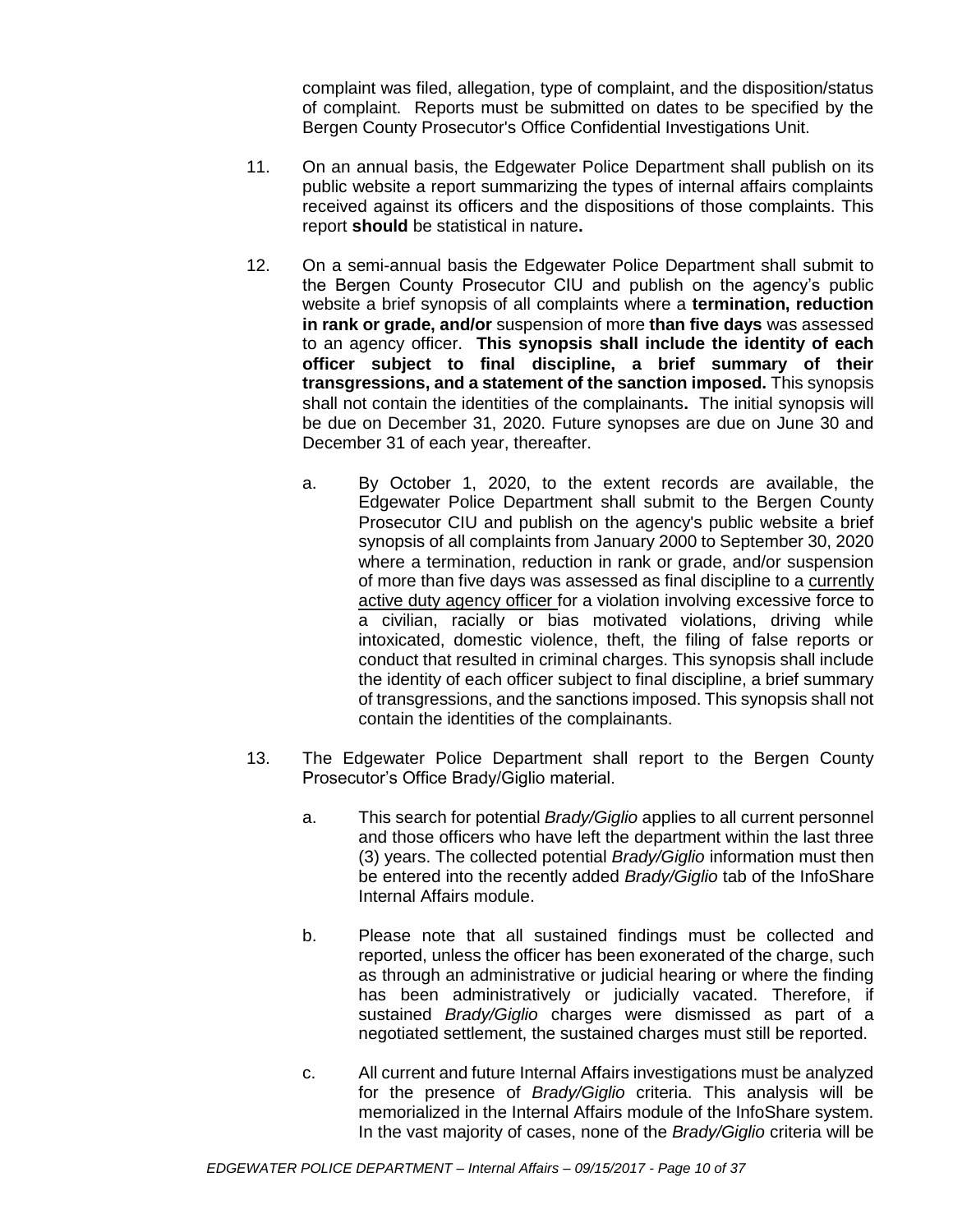complaint was filed, allegation, type of complaint, and the disposition/status of complaint. Reports must be submitted on dates to be specified by the Bergen County Prosecutor's Office Confidential Investigations Unit.

11. On an annual basis, the Edgewater Police Department shall publish on its public website a report summarizing the types of internal affairs complaints received against its officers and the dispositions of those complaints. This report **should** be statistical in nature**.**

12. On a semi-annual basis the Edgewater Police Department shall submit to the Bergen County Prosecutor CIU and publish on the agency's public website a brief synopsis of all complaints where a **termination, reduction in rank or grade, and/or** suspension of more **than five days** was assessed to an agency officer. **This synopsis shall include the identity of each officer subject to final discipline, a brief summary of their transgressions, and a statement of the sanction imposed.** This synopsis shall not contain the identities of the complainants**.** The initial synopsis will be due on December 31, 2020. Future synopses are due on June 30 and December 31 of each year, thereafter.

    a. By October 1, 2020, to the extent records are available, the Edgewater Police Department shall submit to the Bergen County Prosecutor CIU and publish on the agency's public website a brief synopsis of all complaints from January 2000 to September 30, 2020 where a termination, reduction in rank or grade, and/or suspension of more than five days was assessed as final discipline to a <u>currently active duty agency officer</u> for a violation involving excessive force to a civilian, racially or bias motivated violations, driving while intoxicated, domestic violence, theft, the filing of false reports or conduct that resulted in criminal charges. This synopsis shall include the identity of each officer subject to final discipline, a brief summary of transgressions, and the sanctions imposed. This synopsis shall not contain the identities of the complainants.

13. The Edgewater Police Department shall report to the Bergen County Prosecutor's Office Brady/Giglio material.

    a. This search for potential *Brady/Giglio* applies to all current personnel and those officers who have left the department within the last three (3) years. The collected potential *Brady/Giglio* information must then be entered into the recently added *Brady/Giglio* tab of the InfoShare Internal Affairs module.

    b. Please note that all sustained findings must be collected and reported, unless the officer has been exonerated of the charge, such as through an administrative or judicial hearing or where the finding has been administratively or judicially vacated. Therefore, if sustained *Brady/Giglio* charges were dismissed as part of a negotiated settlement, the sustained charges must still be reported.

    c. All current and future Internal Affairs investigations must be analyzed for the presence of *Brady/Giglio* criteria. This analysis will be memorialized in the Internal Affairs module of the InfoShare system. In the vast majority of cases, none of the *Brady/Giglio* criteria will be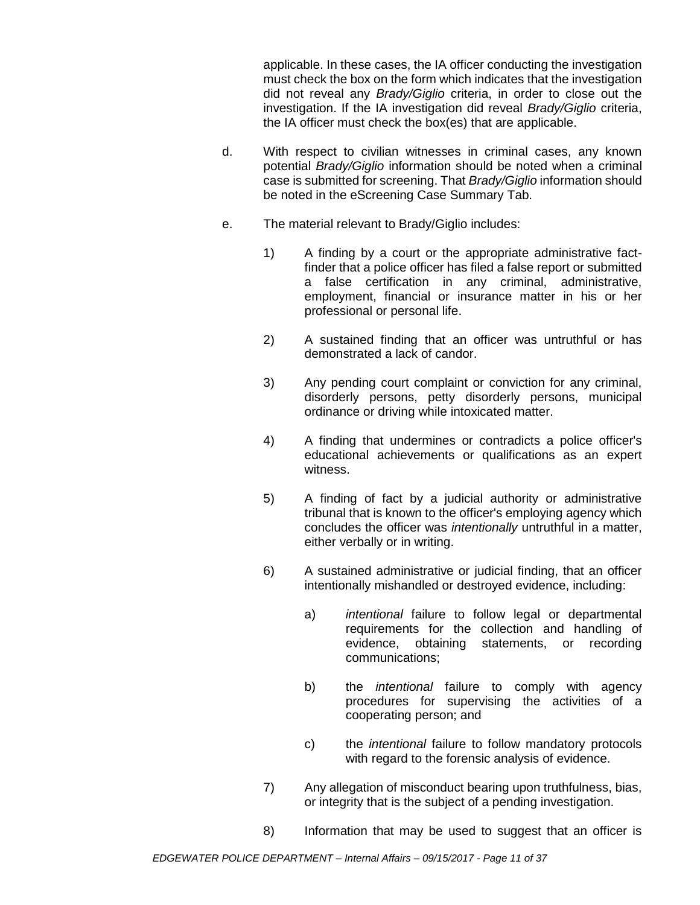applicable. In these cases, the IA officer conducting the investigation must check the box on the form which indicates that the investigation did not reveal any *Brady/Giglio* criteria, in order to close out the investigation. If the IA investigation did reveal *Brady/Giglio* criteria, the IA officer must check the box(es) that are applicable.

d. With respect to civilian witnesses in criminal cases, any known potential *Brady/Giglio* information should be noted when a criminal case is submitted for screening. That *Brady/Giglio* information should be noted in the eScreening Case Summary Tab.

e. The material relevant to Brady/Giglio includes:

1) A finding by a court or the appropriate administrative fact-finder that a police officer has filed a false report or submitted a false certification in any criminal, administrative, employment, financial or insurance matter in his or her professional or personal life.

2) A sustained finding that an officer was untruthful or has demonstrated a lack of candor.

3) Any pending court complaint or conviction for any criminal, disorderly persons, petty disorderly persons, municipal ordinance or driving while intoxicated matter.

4) A finding that undermines or contradicts a police officer's educational achievements or qualifications as an expert witness.

5) A finding of fact by a judicial authority or administrative tribunal that is known to the officer's employing agency which concludes the officer was *intentionally* untruthful in a matter, either verbally or in writing.

6) A sustained administrative or judicial finding, that an officer intentionally mishandled or destroyed evidence, including:

   a) *intentional* failure to follow legal or departmental requirements for the collection and handling of evidence, obtaining statements, or recording communications;

   b) the *intentional* failure to comply with agency procedures for supervising the activities of a cooperating person; and

   c) the *intentional* failure to follow mandatory protocols with regard to the forensic analysis of evidence.

7) Any allegation of misconduct bearing upon truthfulness, bias, or integrity that is the subject of a pending investigation.

8) Information that may be used to suggest that an officer is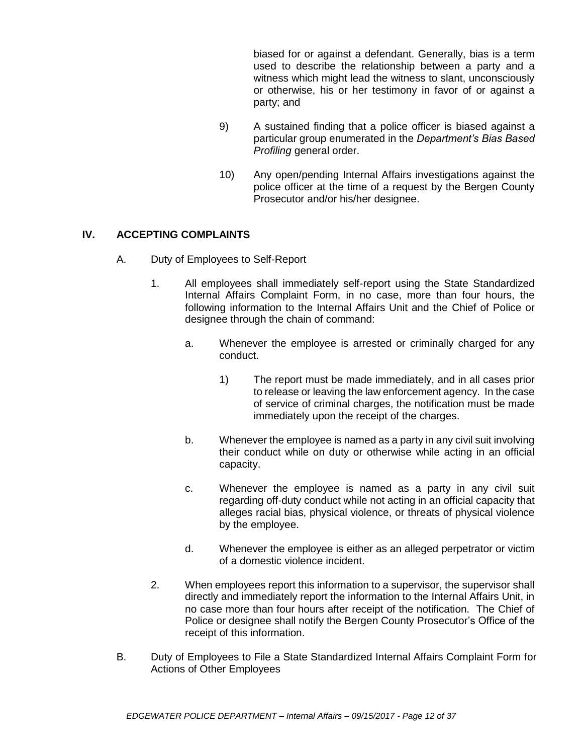biased for or against a defendant. Generally, bias is a term used to describe the relationship between a party and a witness which might lead the witness to slant, unconsciously or otherwise, his or her testimony in favor of or against a party; and

9) A sustained finding that a police officer is biased against a particular group enumerated in the *Department's Bias Based Profiling* general order.

10) Any open/pending Internal Affairs investigations against the police officer at the time of a request by the Bergen County Prosecutor and/or his/her designee.

## IV. ACCEPTING COMPLAINTS

A. Duty of Employees to Self-Report

1. All employees shall immediately self-report using the State Standardized Internal Affairs Complaint Form, in no case, more than four hours, the following information to the Internal Affairs Unit and the Chief of Police or designee through the chain of command:

   a. Whenever the employee is arrested or criminally charged for any conduct.

      1) The report must be made immediately, and in all cases prior to release or leaving the law enforcement agency. In the case of service of criminal charges, the notification must be made immediately upon the receipt of the charges.

   b. Whenever the employee is named as a party in any civil suit involving their conduct while on duty or otherwise while acting in an official capacity.

   c. Whenever the employee is named as a party in any civil suit regarding off-duty conduct while not acting in an official capacity that alleges racial bias, physical violence, or threats of physical violence by the employee.

   d. Whenever the employee is either as an alleged perpetrator or victim of a domestic violence incident.

2. When employees report this information to a supervisor, the supervisor shall directly and immediately report the information to the Internal Affairs Unit, in no case more than four hours after receipt of the notification. The Chief of Police or designee shall notify the Bergen County Prosecutor's Office of the receipt of this information.

B. Duty of Employees to File a State Standardized Internal Affairs Complaint Form for Actions of Other Employees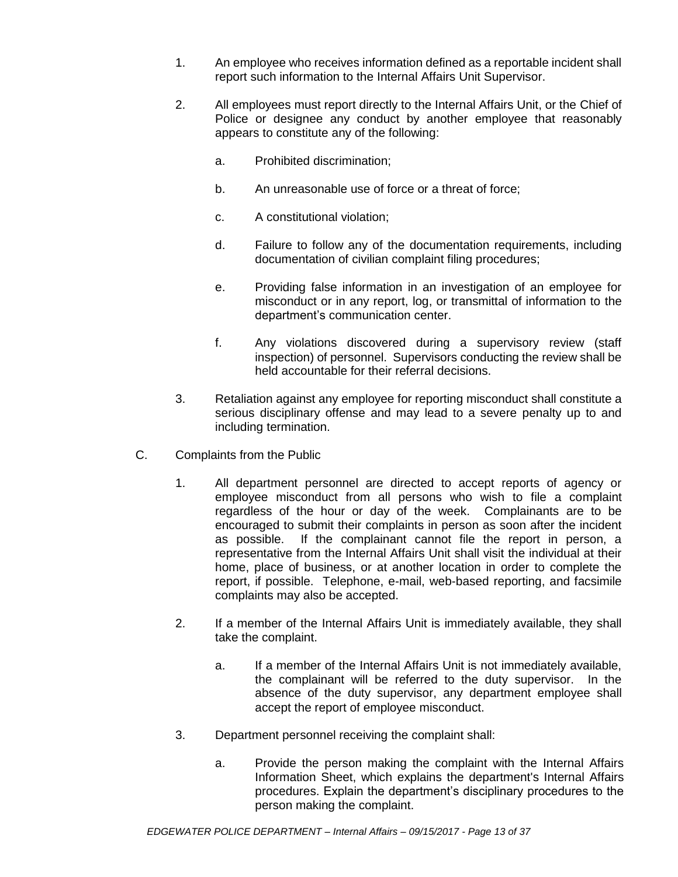1. An employee who receives information defined as a reportable incident shall report such information to the Internal Affairs Unit Supervisor.

2. All employees must report directly to the Internal Affairs Unit, or the Chief of Police or designee any conduct by another employee that reasonably appears to constitute any of the following:

   a. Prohibited discrimination;

   b. An unreasonable use of force or a threat of force;

   c. A constitutional violation;

   d. Failure to follow any of the documentation requirements, including documentation of civilian complaint filing procedures;

   e. Providing false information in an investigation of an employee for misconduct or in any report, log, or transmittal of information to the department's communication center.

   f. Any violations discovered during a supervisory review (staff inspection) of personnel. Supervisors conducting the review shall be held accountable for their referral decisions.

3. Retaliation against any employee for reporting misconduct shall constitute a serious disciplinary offense and may lead to a severe penalty up to and including termination.

C. Complaints from the Public

1. All department personnel are directed to accept reports of agency or employee misconduct from all persons who wish to file a complaint regardless of the hour or day of the week. Complainants are to be encouraged to submit their complaints in person as soon after the incident as possible. If the complainant cannot file the report in person, a representative from the Internal Affairs Unit shall visit the individual at their home, place of business, or at another location in order to complete the report, if possible. Telephone, e-mail, web-based reporting, and facsimile complaints may also be accepted.

2. If a member of the Internal Affairs Unit is immediately available, they shall take the complaint.

   a. If a member of the Internal Affairs Unit is not immediately available, the complainant will be referred to the duty supervisor. In the absence of the duty supervisor, any department employee shall accept the report of employee misconduct.

3. Department personnel receiving the complaint shall:

   a. Provide the person making the complaint with the Internal Affairs Information Sheet, which explains the department's Internal Affairs procedures. Explain the department's disciplinary procedures to the person making the complaint.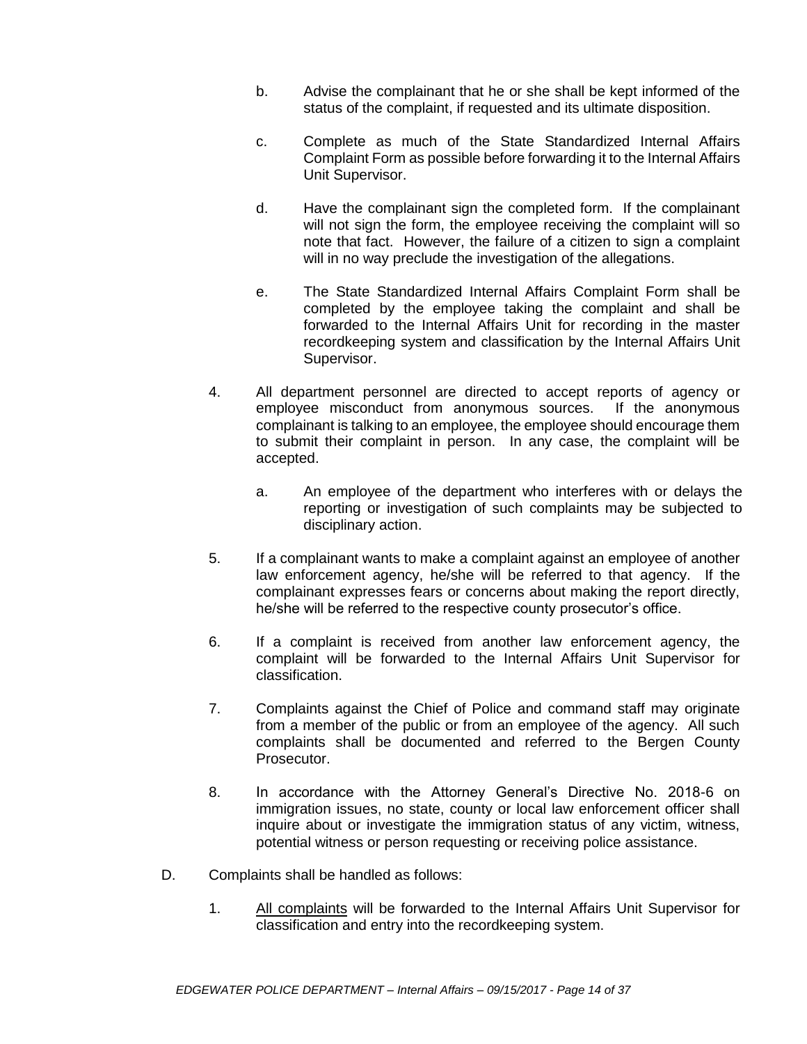b. Advise the complainant that he or she shall be kept informed of the status of the complaint, if requested and its ultimate disposition.

c. Complete as much of the State Standardized Internal Affairs Complaint Form as possible before forwarding it to the Internal Affairs Unit Supervisor.

d. Have the complainant sign the completed form. If the complainant will not sign the form, the employee receiving the complaint will so note that fact. However, the failure of a citizen to sign a complaint will in no way preclude the investigation of the allegations.

e. The State Standardized Internal Affairs Complaint Form shall be completed by the employee taking the complaint and shall be forwarded to the Internal Affairs Unit for recording in the master recordkeeping system and classification by the Internal Affairs Unit Supervisor.

4. All department personnel are directed to accept reports of agency or employee misconduct from anonymous sources. If the anonymous complainant is talking to an employee, the employee should encourage them to submit their complaint in person. In any case, the complaint will be accepted.

   a. An employee of the department who interferes with or delays the reporting or investigation of such complaints may be subjected to disciplinary action.

5. If a complainant wants to make a complaint against an employee of another law enforcement agency, he/she will be referred to that agency. If the complainant expresses fears or concerns about making the report directly, he/she will be referred to the respective county prosecutor's office.

6. If a complaint is received from another law enforcement agency, the complaint will be forwarded to the Internal Affairs Unit Supervisor for classification.

7. Complaints against the Chief of Police and command staff may originate from a member of the public or from an employee of the agency. All such complaints shall be documented and referred to the Bergen County Prosecutor.

8. In accordance with the Attorney General's Directive No. 2018-6 on immigration issues, no state, county or local law enforcement officer shall inquire about or investigate the immigration status of any victim, witness, potential witness or person requesting or receiving police assistance.

D. Complaints shall be handled as follows:

   1. <u>All complaints</u> will be forwarded to the Internal Affairs Unit Supervisor for classification and entry into the recordkeeping system.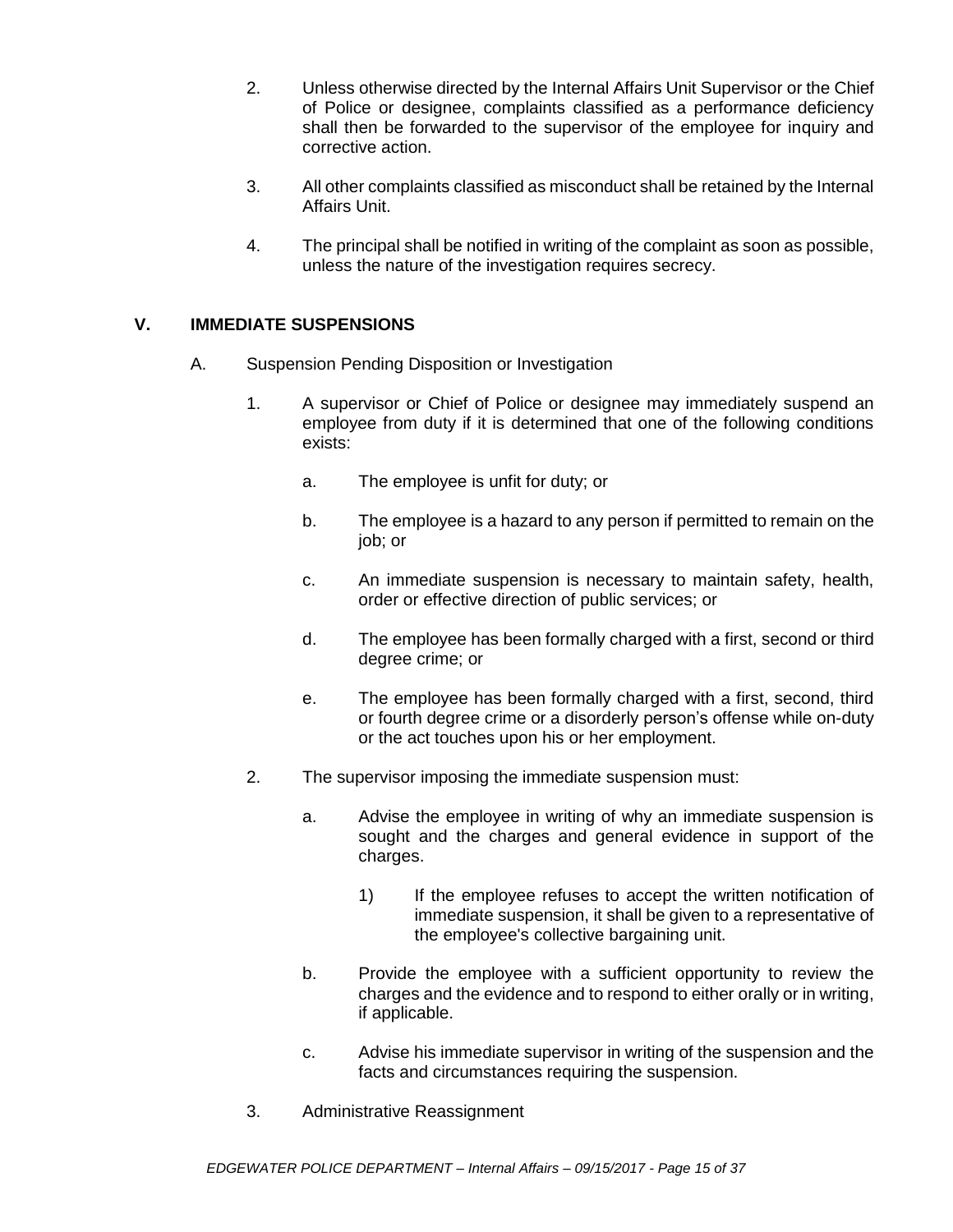2. Unless otherwise directed by the Internal Affairs Unit Supervisor or the Chief of Police or designee, complaints classified as a performance deficiency shall then be forwarded to the supervisor of the employee for inquiry and corrective action.

3. All other complaints classified as misconduct shall be retained by the Internal Affairs Unit.

4. The principal shall be notified in writing of the complaint as soon as possible, unless the nature of the investigation requires secrecy.

## V. IMMEDIATE SUSPENSIONS

A. Suspension Pending Disposition or Investigation

1. A supervisor or Chief of Police or designee may immediately suspend an employee from duty if it is determined that one of the following conditions exists:

   a. The employee is unfit for duty; or

   b. The employee is a hazard to any person if permitted to remain on the job; or

   c. An immediate suspension is necessary to maintain safety, health, order or effective direction of public services; or

   d. The employee has been formally charged with a first, second or third degree crime; or

   e. The employee has been formally charged with a first, second, third or fourth degree crime or a disorderly person's offense while on-duty or the act touches upon his or her employment.

2. The supervisor imposing the immediate suspension must:

   a. Advise the employee in writing of why an immediate suspension is sought and the charges and general evidence in support of the charges.

      1) If the employee refuses to accept the written notification of immediate suspension, it shall be given to a representative of the employee's collective bargaining unit.

   b. Provide the employee with a sufficient opportunity to review the charges and the evidence and to respond to either orally or in writing, if applicable.

   c. Advise his immediate supervisor in writing of the suspension and the facts and circumstances requiring the suspension.

3. Administrative Reassignment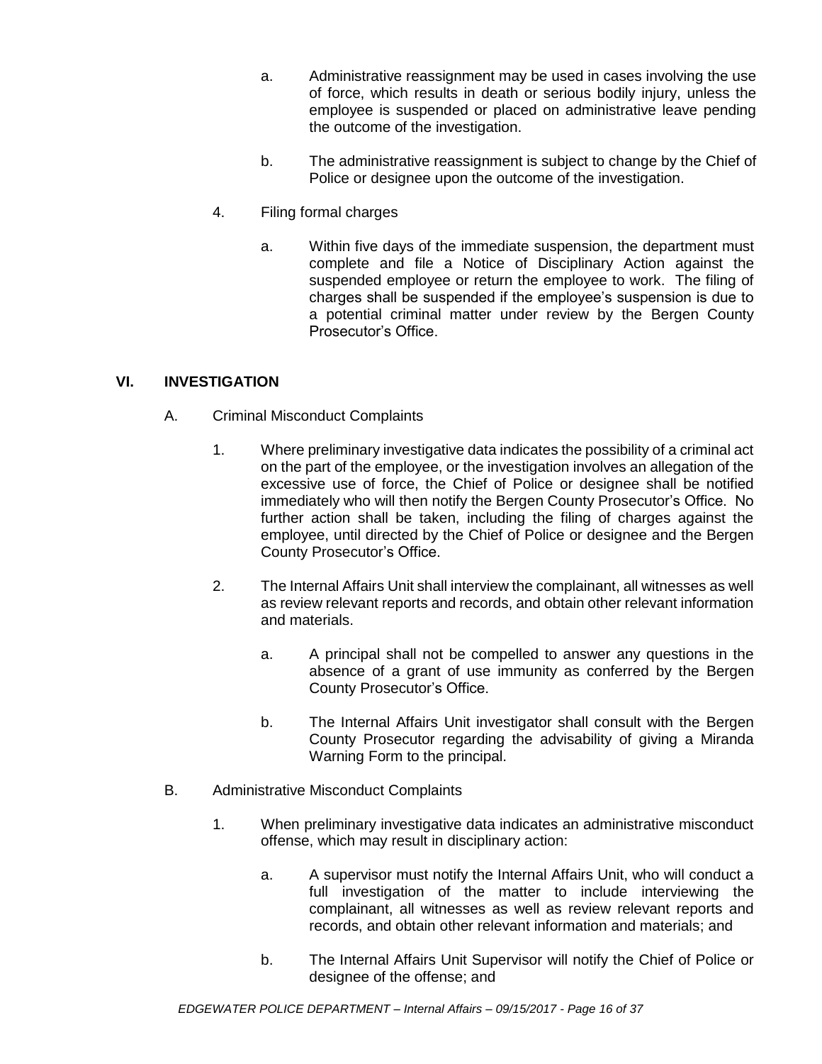a. Administrative reassignment may be used in cases involving the use of force, which results in death or serious bodily injury, unless the employee is suspended or placed on administrative leave pending the outcome of the investigation.

b. The administrative reassignment is subject to change by the Chief of Police or designee upon the outcome of the investigation.

4. Filing formal charges

a. Within five days of the immediate suspension, the department must complete and file a Notice of Disciplinary Action against the suspended employee or return the employee to work. The filing of charges shall be suspended if the employee's suspension is due to a potential criminal matter under review by the Bergen County Prosecutor's Office.

## VI. INVESTIGATION

A. Criminal Misconduct Complaints

1. Where preliminary investigative data indicates the possibility of a criminal act on the part of the employee, or the investigation involves an allegation of the excessive use of force, the Chief of Police or designee shall be notified immediately who will then notify the Bergen County Prosecutor's Office. No further action shall be taken, including the filing of charges against the employee, until directed by the Chief of Police or designee and the Bergen County Prosecutor's Office.

2. The Internal Affairs Unit shall interview the complainant, all witnesses as well as review relevant reports and records, and obtain other relevant information and materials.

a. A principal shall not be compelled to answer any questions in the absence of a grant of use immunity as conferred by the Bergen County Prosecutor's Office.

b. The Internal Affairs Unit investigator shall consult with the Bergen County Prosecutor regarding the advisability of giving a Miranda Warning Form to the principal.

B. Administrative Misconduct Complaints

1. When preliminary investigative data indicates an administrative misconduct offense, which may result in disciplinary action:

a. A supervisor must notify the Internal Affairs Unit, who will conduct a full investigation of the matter to include interviewing the complainant, all witnesses as well as review relevant reports and records, and obtain other relevant information and materials; and

b. The Internal Affairs Unit Supervisor will notify the Chief of Police or designee of the offense; and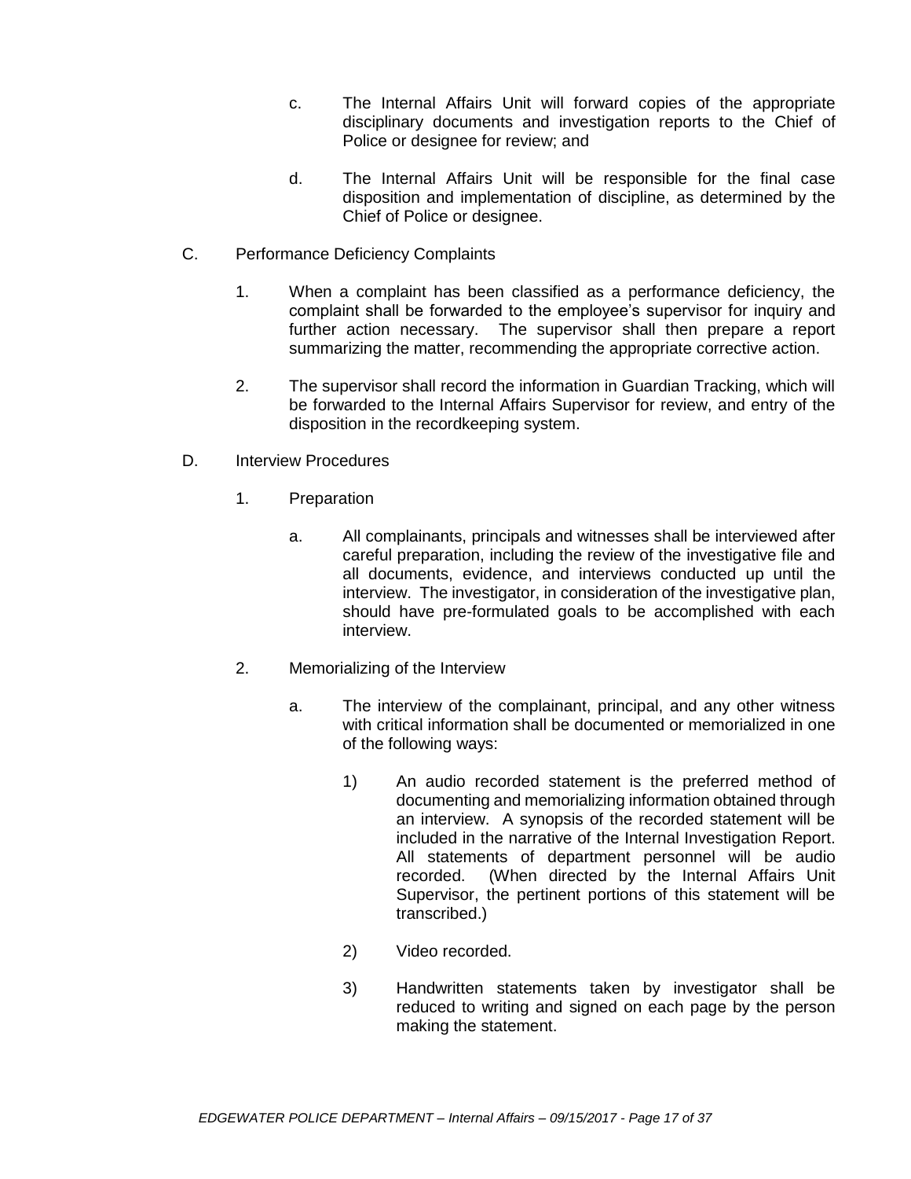c. The Internal Affairs Unit will forward copies of the appropriate disciplinary documents and investigation reports to the Chief of Police or designee for review; and

d. The Internal Affairs Unit will be responsible for the final case disposition and implementation of discipline, as determined by the Chief of Police or designee.

C. Performance Deficiency Complaints

1. When a complaint has been classified as a performance deficiency, the complaint shall be forwarded to the employee's supervisor for inquiry and further action necessary. The supervisor shall then prepare a report summarizing the matter, recommending the appropriate corrective action.

2. The supervisor shall record the information in Guardian Tracking, which will be forwarded to the Internal Affairs Supervisor for review, and entry of the disposition in the recordkeeping system.

D. Interview Procedures

1. Preparation

a. All complainants, principals and witnesses shall be interviewed after careful preparation, including the review of the investigative file and all documents, evidence, and interviews conducted up until the interview. The investigator, in consideration of the investigative plan, should have pre-formulated goals to be accomplished with each interview.

2. Memorializing of the Interview

a. The interview of the complainant, principal, and any other witness with critical information shall be documented or memorialized in one of the following ways:

1) An audio recorded statement is the preferred method of documenting and memorializing information obtained through an interview. A synopsis of the recorded statement will be included in the narrative of the Internal Investigation Report. All statements of department personnel will be audio recorded. (When directed by the Internal Affairs Unit Supervisor, the pertinent portions of this statement will be transcribed.)

2) Video recorded.

3) Handwritten statements taken by investigator shall be reduced to writing and signed on each page by the person making the statement.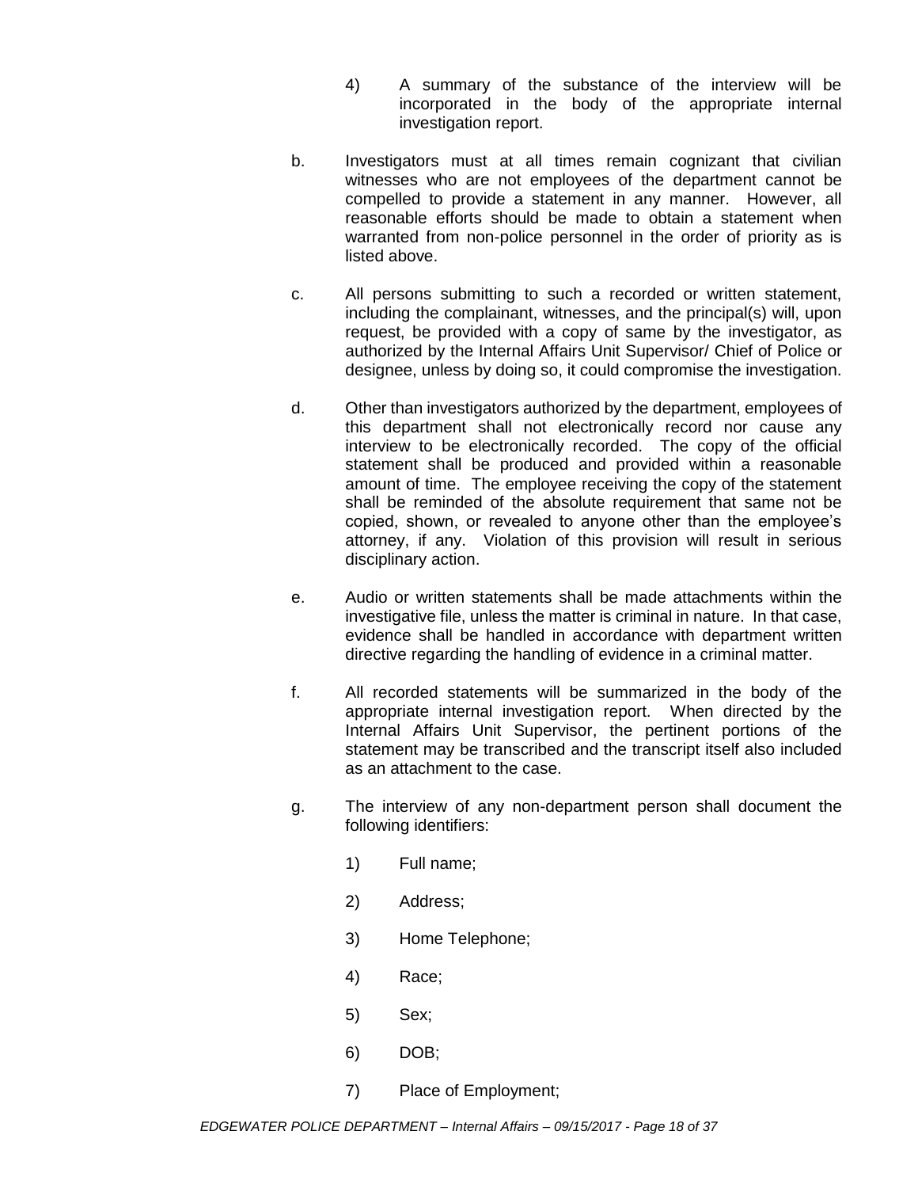4) A summary of the substance of the interview will be incorporated in the body of the appropriate internal investigation report.

b. Investigators must at all times remain cognizant that civilian witnesses who are not employees of the department cannot be compelled to provide a statement in any manner. However, all reasonable efforts should be made to obtain a statement when warranted from non-police personnel in the order of priority as is listed above.

c. All persons submitting to such a recorded or written statement, including the complainant, witnesses, and the principal(s) will, upon request, be provided with a copy of same by the investigator, as authorized by the Internal Affairs Unit Supervisor/ Chief of Police or designee, unless by doing so, it could compromise the investigation.

d. Other than investigators authorized by the department, employees of this department shall not electronically record nor cause any interview to be electronically recorded. The copy of the official statement shall be produced and provided within a reasonable amount of time. The employee receiving the copy of the statement shall be reminded of the absolute requirement that same not be copied, shown, or revealed to anyone other than the employee's attorney, if any. Violation of this provision will result in serious disciplinary action.

e. Audio or written statements shall be made attachments within the investigative file, unless the matter is criminal in nature. In that case, evidence shall be handled in accordance with department written directive regarding the handling of evidence in a criminal matter.

f. All recorded statements will be summarized in the body of the appropriate internal investigation report. When directed by the Internal Affairs Unit Supervisor, the pertinent portions of the statement may be transcribed and the transcript itself also included as an attachment to the case.

g. The interview of any non-department person shall document the following identifiers:

1) Full name;

2) Address;

3) Home Telephone;

4) Race;

5) Sex;

6) DOB;

7) Place of Employment;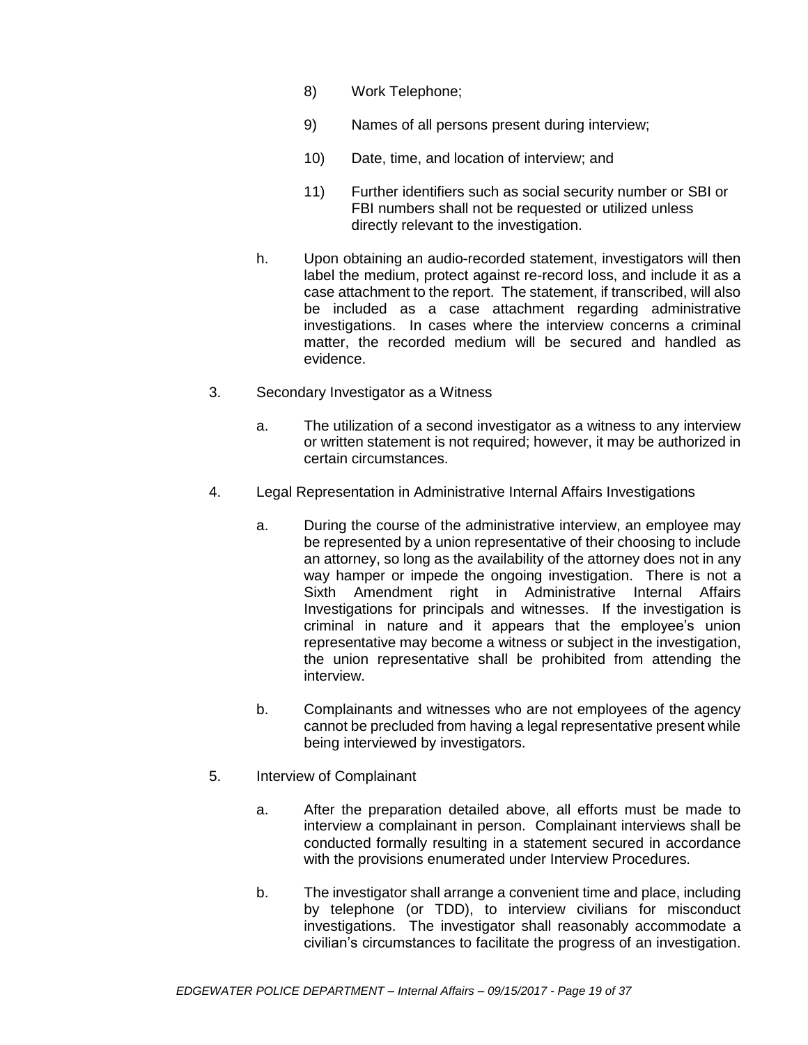8) Work Telephone;

9) Names of all persons present during interview;

10) Date, time, and location of interview; and

11) Further identifiers such as social security number or SBI or FBI numbers shall not be requested or utilized unless directly relevant to the investigation.

h. Upon obtaining an audio-recorded statement, investigators will then label the medium, protect against re-record loss, and include it as a case attachment to the report. The statement, if transcribed, will also be included as a case attachment regarding administrative investigations. In cases where the interview concerns a criminal matter, the recorded medium will be secured and handled as evidence.

3. Secondary Investigator as a Witness

a. The utilization of a second investigator as a witness to any interview or written statement is not required; however, it may be authorized in certain circumstances.

4. Legal Representation in Administrative Internal Affairs Investigations

a. During the course of the administrative interview, an employee may be represented by a union representative of their choosing to include an attorney, so long as the availability of the attorney does not in any way hamper or impede the ongoing investigation. There is not a Sixth Amendment right in Administrative Internal Affairs Investigations for principals and witnesses. If the investigation is criminal in nature and it appears that the employee's union representative may become a witness or subject in the investigation, the union representative shall be prohibited from attending the interview.

b. Complainants and witnesses who are not employees of the agency cannot be precluded from having a legal representative present while being interviewed by investigators.

5. Interview of Complainant

a. After the preparation detailed above, all efforts must be made to interview a complainant in person. Complainant interviews shall be conducted formally resulting in a statement secured in accordance with the provisions enumerated under Interview Procedures.

b. The investigator shall arrange a convenient time and place, including by telephone (or TDD), to interview civilians for misconduct investigations. The investigator shall reasonably accommodate a civilian's circumstances to facilitate the progress of an investigation.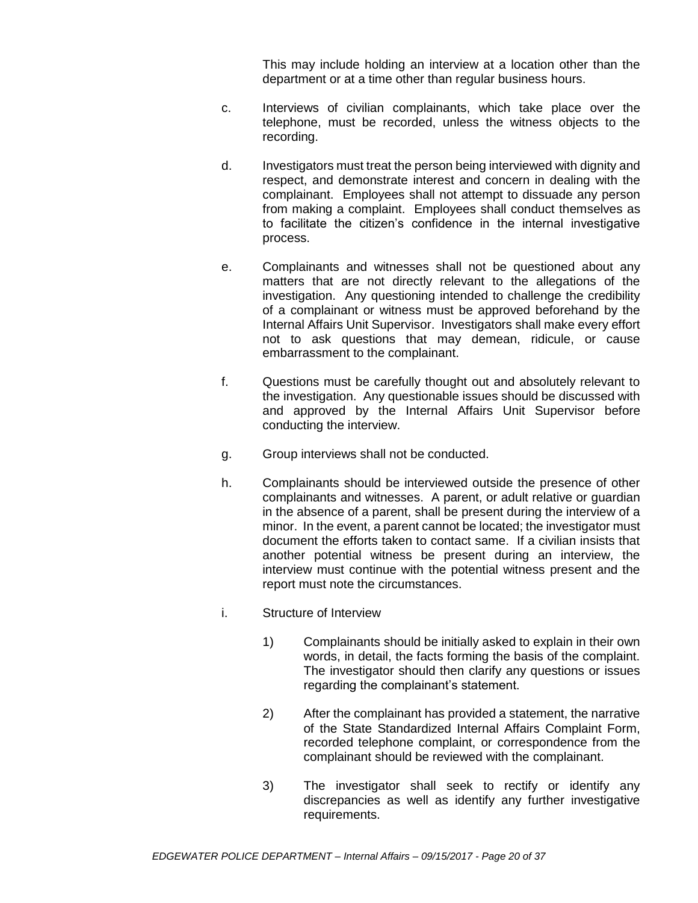This may include holding an interview at a location other than the department or at a time other than regular business hours.

c. Interviews of civilian complainants, which take place over the telephone, must be recorded, unless the witness objects to the recording.

d. Investigators must treat the person being interviewed with dignity and respect, and demonstrate interest and concern in dealing with the complainant. Employees shall not attempt to dissuade any person from making a complaint. Employees shall conduct themselves as to facilitate the citizen's confidence in the internal investigative process.

e. Complainants and witnesses shall not be questioned about any matters that are not directly relevant to the allegations of the investigation. Any questioning intended to challenge the credibility of a complainant or witness must be approved beforehand by the Internal Affairs Unit Supervisor. Investigators shall make every effort not to ask questions that may demean, ridicule, or cause embarrassment to the complainant.

f. Questions must be carefully thought out and absolutely relevant to the investigation. Any questionable issues should be discussed with and approved by the Internal Affairs Unit Supervisor before conducting the interview.

g. Group interviews shall not be conducted.

h. Complainants should be interviewed outside the presence of other complainants and witnesses. A parent, or adult relative or guardian in the absence of a parent, shall be present during the interview of a minor. In the event, a parent cannot be located; the investigator must document the efforts taken to contact same. If a civilian insists that another potential witness be present during an interview, the interview must continue with the potential witness present and the report must note the circumstances.

i. Structure of Interview

   1) Complainants should be initially asked to explain in their own words, in detail, the facts forming the basis of the complaint. The investigator should then clarify any questions or issues regarding the complainant's statement.

   2) After the complainant has provided a statement, the narrative of the State Standardized Internal Affairs Complaint Form, recorded telephone complaint, or correspondence from the complainant should be reviewed with the complainant.

   3) The investigator shall seek to rectify or identify any discrepancies as well as identify any further investigative requirements.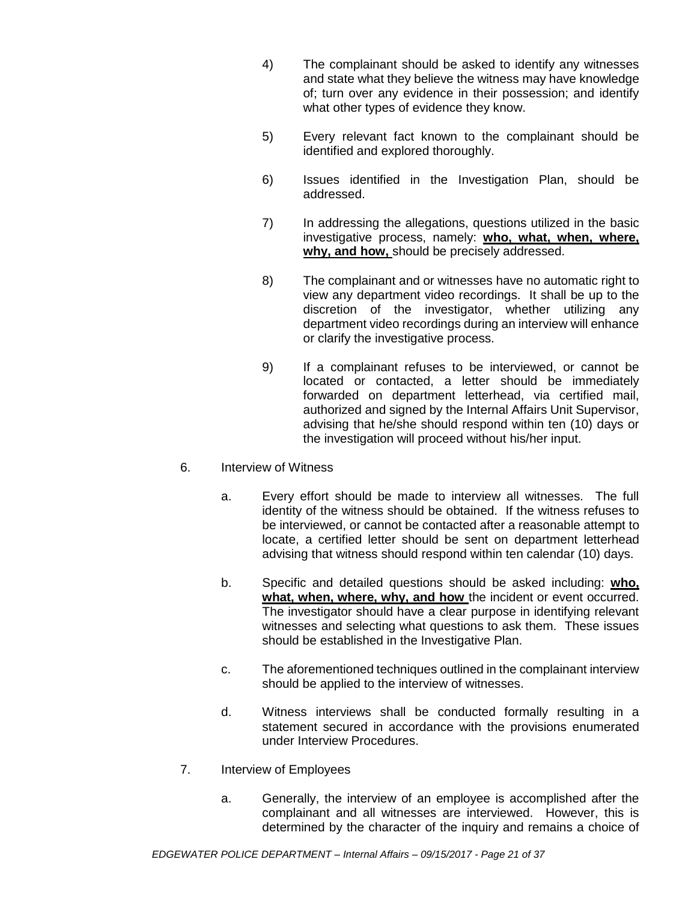4) The complainant should be asked to identify any witnesses and state what they believe the witness may have knowledge of; turn over any evidence in their possession; and identify what other types of evidence they know.

5) Every relevant fact known to the complainant should be identified and explored thoroughly.

6) Issues identified in the Investigation Plan, should be addressed.

7) In addressing the allegations, questions utilized in the basic investigative process, namely: **<u>who, what, when, where, why, and how,</u>** should be precisely addressed.

8) The complainant and or witnesses have no automatic right to view any department video recordings. It shall be up to the discretion of the investigator, whether utilizing any department video recordings during an interview will enhance or clarify the investigative process.

9) If a complainant refuses to be interviewed, or cannot be located or contacted, a letter should be immediately forwarded on department letterhead, via certified mail, authorized and signed by the Internal Affairs Unit Supervisor, advising that he/she should respond within ten (10) days or the investigation will proceed without his/her input.

6. Interview of Witness

   a. Every effort should be made to interview all witnesses. The full identity of the witness should be obtained. If the witness refuses to be interviewed, or cannot be contacted after a reasonable attempt to locate, a certified letter should be sent on department letterhead advising that witness should respond within ten calendar (10) days.

   b. Specific and detailed questions should be asked including: **<u>who, what, when, where, why, and how</u>** the incident or event occurred. The investigator should have a clear purpose in identifying relevant witnesses and selecting what questions to ask them. These issues should be established in the Investigative Plan.

   c. The aforementioned techniques outlined in the complainant interview should be applied to the interview of witnesses.

   d. Witness interviews shall be conducted formally resulting in a statement secured in accordance with the provisions enumerated under Interview Procedures.

7. Interview of Employees

   a. Generally, the interview of an employee is accomplished after the complainant and all witnesses are interviewed. However, this is determined by the character of the inquiry and remains a choice of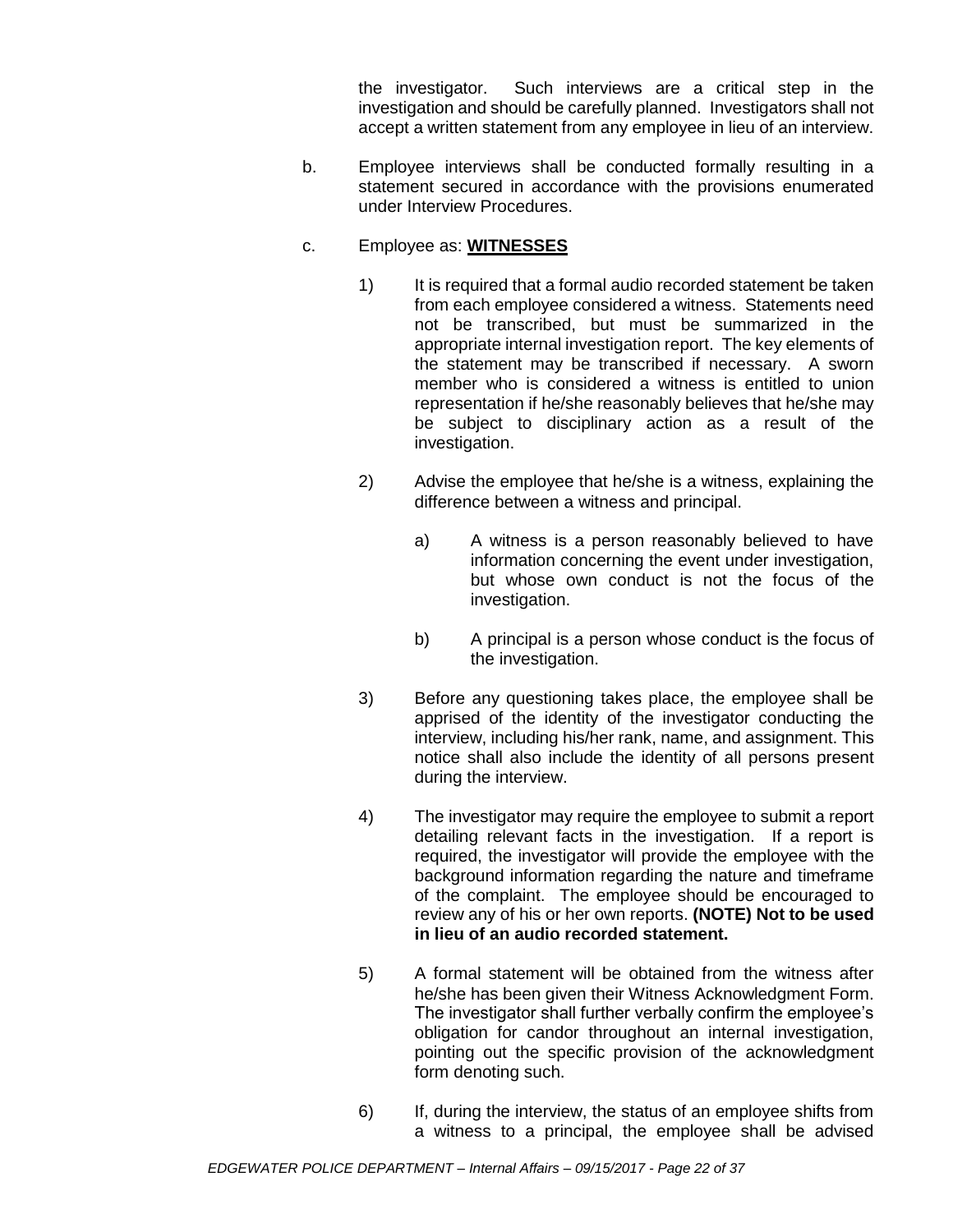the investigator. Such interviews are a critical step in the investigation and should be carefully planned. Investigators shall not accept a written statement from any employee in lieu of an interview.

b. Employee interviews shall be conducted formally resulting in a statement secured in accordance with the provisions enumerated under Interview Procedures.

c. Employee as: **<u>WITNESSES</u>**

1) It is required that a formal audio recorded statement be taken from each employee considered a witness. Statements need not be transcribed, but must be summarized in the appropriate internal investigation report. The key elements of the statement may be transcribed if necessary. A sworn member who is considered a witness is entitled to union representation if he/she reasonably believes that he/she may be subject to disciplinary action as a result of the investigation.

2) Advise the employee that he/she is a witness, explaining the difference between a witness and principal.

   a) A witness is a person reasonably believed to have information concerning the event under investigation, but whose own conduct is not the focus of the investigation.

   b) A principal is a person whose conduct is the focus of the investigation.

3) Before any questioning takes place, the employee shall be apprised of the identity of the investigator conducting the interview, including his/her rank, name, and assignment. This notice shall also include the identity of all persons present during the interview.

4) The investigator may require the employee to submit a report detailing relevant facts in the investigation. If a report is required, the investigator will provide the employee with the background information regarding the nature and timeframe of the complaint. The employee should be encouraged to review any of his or her own reports. **(NOTE) Not to be used in lieu of an audio recorded statement.**

5) A formal statement will be obtained from the witness after he/she has been given their Witness Acknowledgment Form. The investigator shall further verbally confirm the employee's obligation for candor throughout an internal investigation, pointing out the specific provision of the acknowledgment form denoting such.

6) If, during the interview, the status of an employee shifts from a witness to a principal, the employee shall be advised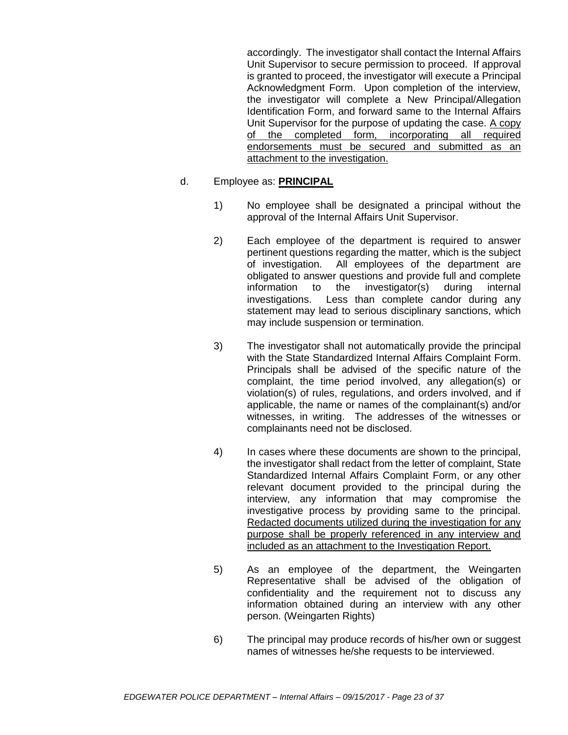accordingly. The investigator shall contact the Internal Affairs Unit Supervisor to secure permission to proceed. If approval is granted to proceed, the investigator will execute a Principal Acknowledgment Form. Upon completion of the interview, the investigator will complete a New Principal/Allegation Identification Form, and forward same to the Internal Affairs Unit Supervisor for the purpose of updating the case. <u>A copy of the completed form, incorporating all required endorsements must be secured and submitted as an attachment to the investigation.</u>

d. Employee as: **<u>PRINCIPAL</u>**

1) No employee shall be designated a principal without the approval of the Internal Affairs Unit Supervisor.

2) Each employee of the department is required to answer pertinent questions regarding the matter, which is the subject of investigation. All employees of the department are obligated to answer questions and provide full and complete information to the investigator(s) during internal investigations. Less than complete candor during any statement may lead to serious disciplinary sanctions, which may include suspension or termination.

3) The investigator shall not automatically provide the principal with the State Standardized Internal Affairs Complaint Form. Principals shall be advised of the specific nature of the complaint, the time period involved, any allegation(s) or violation(s) of rules, regulations, and orders involved, and if applicable, the name or names of the complainant(s) and/or witnesses, in writing. The addresses of the witnesses or complainants need not be disclosed.

4) In cases where these documents are shown to the principal, the investigator shall redact from the letter of complaint, State Standardized Internal Affairs Complaint Form, or any other relevant document provided to the principal during the interview, any information that may compromise the investigative process by providing same to the principal. <u>Redacted documents utilized during the investigation for any purpose shall be properly referenced in any interview and included as an attachment to the Investigation Report.</u>

5) As an employee of the department, the Weingarten Representative shall be advised of the obligation of confidentiality and the requirement not to discuss any information obtained during an interview with any other person. (Weingarten Rights)

6) The principal may produce records of his/her own or suggest names of witnesses he/she requests to be interviewed.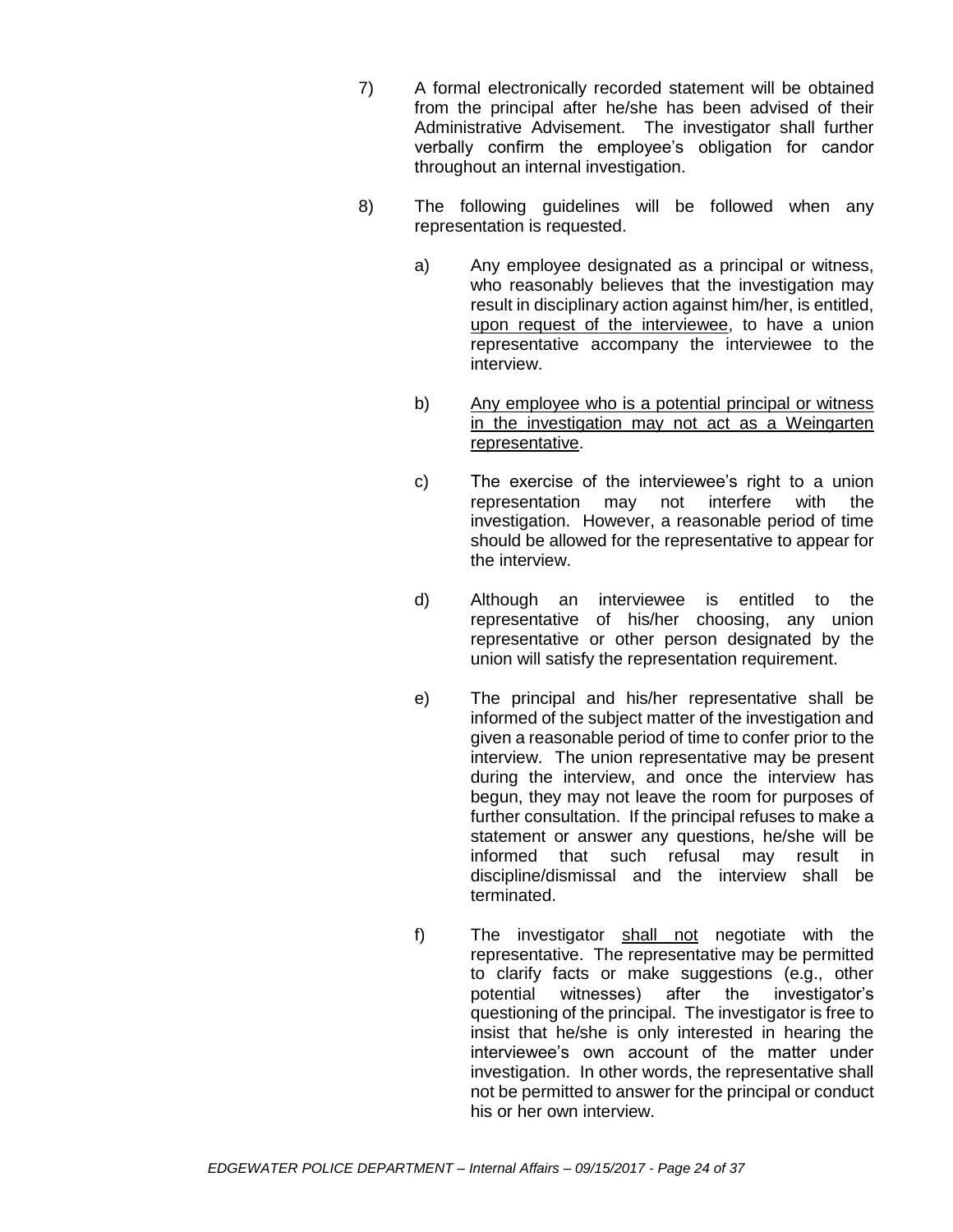7) A formal electronically recorded statement will be obtained from the principal after he/she has been advised of their Administrative Advisement. The investigator shall further verbally confirm the employee's obligation for candor throughout an internal investigation.

8) The following guidelines will be followed when any representation is requested.

   a) Any employee designated as a principal or witness, who reasonably believes that the investigation may result in disciplinary action against him/her, is entitled, <u>upon request of the interviewee</u>, to have a union representative accompany the interviewee to the interview.

   b) <u>Any employee who is a potential principal or witness in the investigation may not act as a Weingarten representative</u>.

   c) The exercise of the interviewee's right to a union representation may not interfere with the investigation. However, a reasonable period of time should be allowed for the representative to appear for the interview.

   d) Although an interviewee is entitled to the representative of his/her choosing, any union representative or other person designated by the union will satisfy the representation requirement.

   e) The principal and his/her representative shall be informed of the subject matter of the investigation and given a reasonable period of time to confer prior to the interview. The union representative may be present during the interview, and once the interview has begun, they may not leave the room for purposes of further consultation. If the principal refuses to make a statement or answer any questions, he/she will be informed that such refusal may result in discipline/dismissal and the interview shall be terminated.

   f) The investigator <u>shall not</u> negotiate with the representative. The representative may be permitted to clarify facts or make suggestions (e.g., other potential witnesses) after the investigator's questioning of the principal. The investigator is free to insist that he/she is only interested in hearing the interviewee's own account of the matter under investigation. In other words, the representative shall not be permitted to answer for the principal or conduct his or her own interview.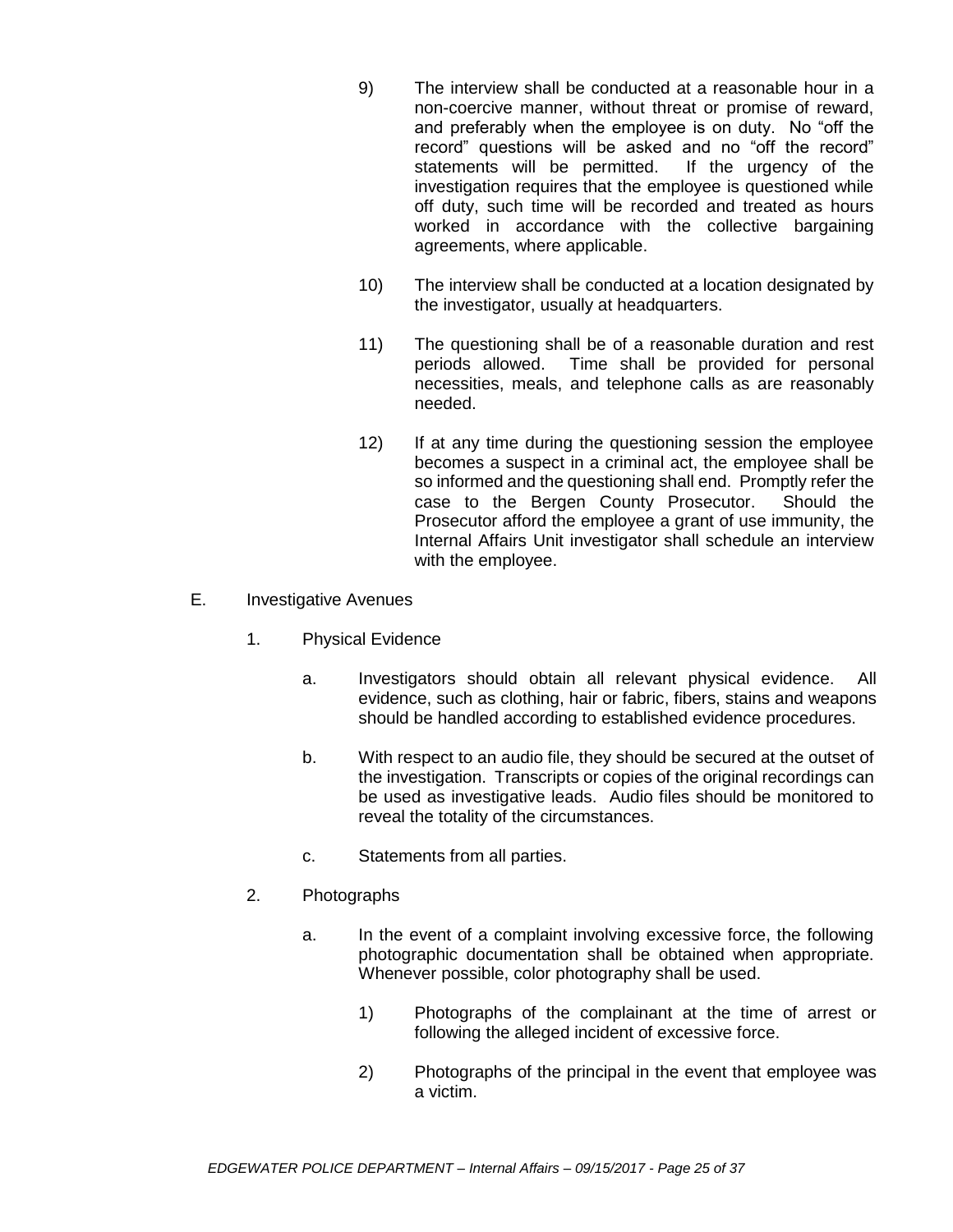9) The interview shall be conducted at a reasonable hour in a non-coercive manner, without threat or promise of reward, and preferably when the employee is on duty. No "off the record" questions will be asked and no "off the record" statements will be permitted. If the urgency of the investigation requires that the employee is questioned while off duty, such time will be recorded and treated as hours worked in accordance with the collective bargaining agreements, where applicable.

10) The interview shall be conducted at a location designated by the investigator, usually at headquarters.

11) The questioning shall be of a reasonable duration and rest periods allowed. Time shall be provided for personal necessities, meals, and telephone calls as are reasonably needed.

12) If at any time during the questioning session the employee becomes a suspect in a criminal act, the employee shall be so informed and the questioning shall end. Promptly refer the case to the Bergen County Prosecutor. Should the Prosecutor afford the employee a grant of use immunity, the Internal Affairs Unit investigator shall schedule an interview with the employee.

E. Investigative Avenues

1. Physical Evidence

a. Investigators should obtain all relevant physical evidence. All evidence, such as clothing, hair or fabric, fibers, stains and weapons should be handled according to established evidence procedures.

b. With respect to an audio file, they should be secured at the outset of the investigation. Transcripts or copies of the original recordings can be used as investigative leads. Audio files should be monitored to reveal the totality of the circumstances.

c. Statements from all parties.

2. Photographs

a. In the event of a complaint involving excessive force, the following photographic documentation shall be obtained when appropriate. Whenever possible, color photography shall be used.

1) Photographs of the complainant at the time of arrest or following the alleged incident of excessive force.

2) Photographs of the principal in the event that employee was a victim.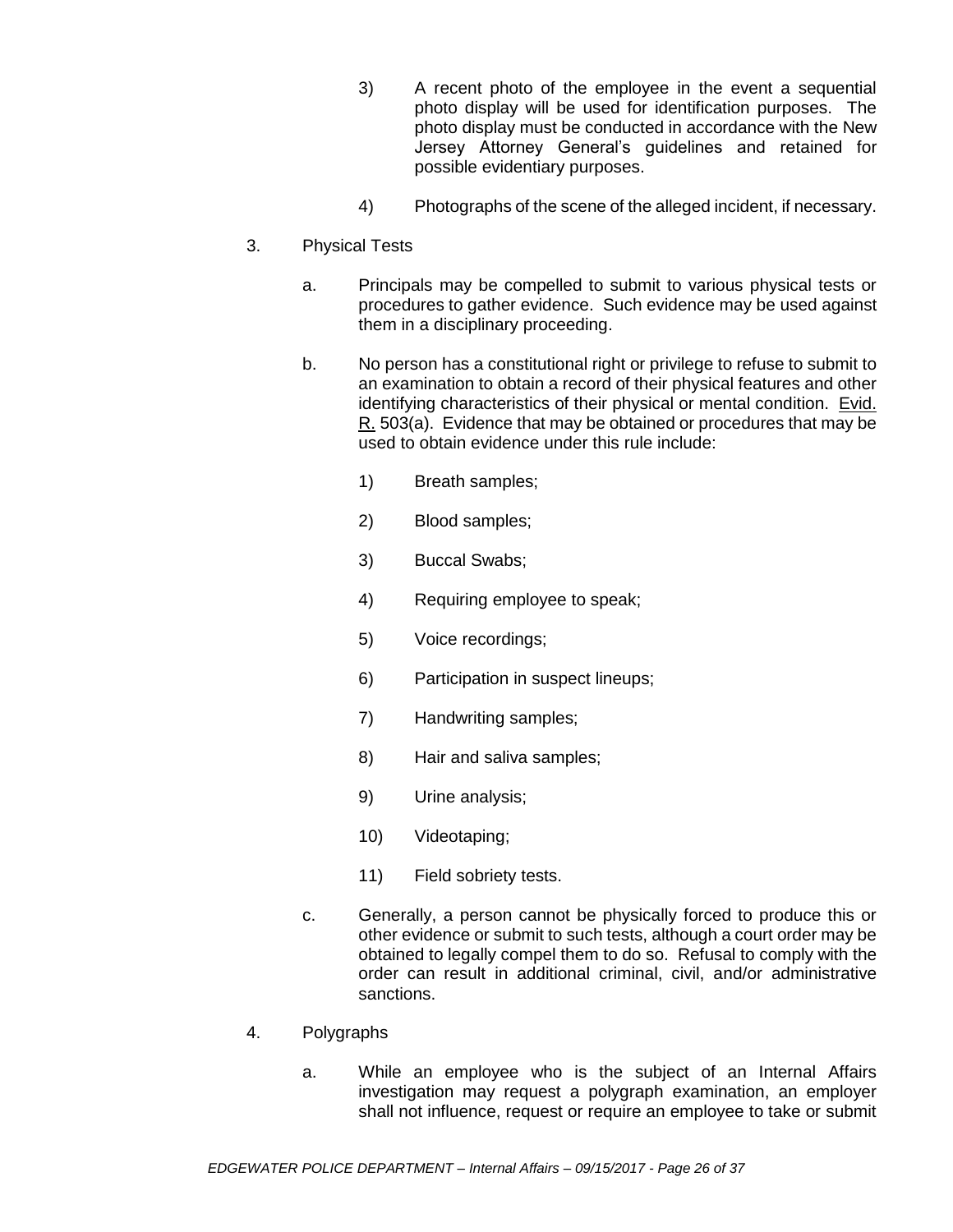3) A recent photo of the employee in the event a sequential photo display will be used for identification purposes. The photo display must be conducted in accordance with the New Jersey Attorney General's guidelines and retained for possible evidentiary purposes.

4) Photographs of the scene of the alleged incident, if necessary.

3. Physical Tests

   a. Principals may be compelled to submit to various physical tests or procedures to gather evidence. Such evidence may be used against them in a disciplinary proceeding.

   b. No person has a constitutional right or privilege to refuse to submit to an examination to obtain a record of their physical features and other identifying characteristics of their physical or mental condition. Evid. R. 503(a). Evidence that may be obtained or procedures that may be used to obtain evidence under this rule include:

      1) Breath samples;

      2) Blood samples;

      3) Buccal Swabs;

      4) Requiring employee to speak;

      5) Voice recordings;

      6) Participation in suspect lineups;

      7) Handwriting samples;

      8) Hair and saliva samples;

      9) Urine analysis;

      10) Videotaping;

      11) Field sobriety tests.

   c. Generally, a person cannot be physically forced to produce this or other evidence or submit to such tests, although a court order may be obtained to legally compel them to do so. Refusal to comply with the order can result in additional criminal, civil, and/or administrative sanctions.

4. Polygraphs

   a. While an employee who is the subject of an Internal Affairs investigation may request a polygraph examination, an employer shall not influence, request or require an employee to take or submit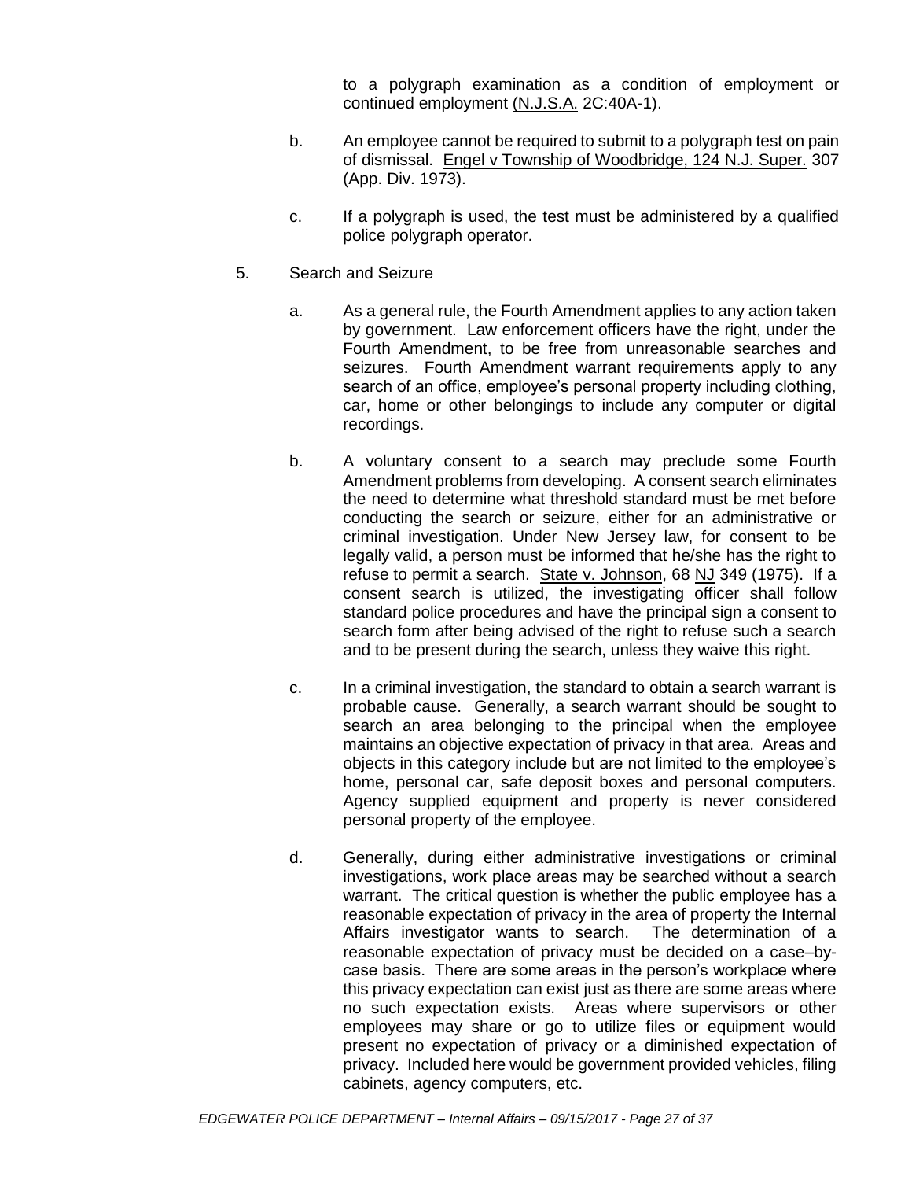to a polygraph examination as a condition of employment or continued employment (N.J.S.A. 2C:40A-1).

b. An employee cannot be required to submit to a polygraph test on pain of dismissal. Engel v Township of Woodbridge, 124 N.J. Super. 307 (App. Div. 1973).

c. If a polygraph is used, the test must be administered by a qualified police polygraph operator.

5. Search and Seizure

a. As a general rule, the Fourth Amendment applies to any action taken by government. Law enforcement officers have the right, under the Fourth Amendment, to be free from unreasonable searches and seizures. Fourth Amendment warrant requirements apply to any search of an office, employee's personal property including clothing, car, home or other belongings to include any computer or digital recordings.

b. A voluntary consent to a search may preclude some Fourth Amendment problems from developing. A consent search eliminates the need to determine what threshold standard must be met before conducting the search or seizure, either for an administrative or criminal investigation. Under New Jersey law, for consent to be legally valid, a person must be informed that he/she has the right to refuse to permit a search. State v. Johnson, 68 NJ 349 (1975). If a consent search is utilized, the investigating officer shall follow standard police procedures and have the principal sign a consent to search form after being advised of the right to refuse such a search and to be present during the search, unless they waive this right.

c. In a criminal investigation, the standard to obtain a search warrant is probable cause. Generally, a search warrant should be sought to search an area belonging to the principal when the employee maintains an objective expectation of privacy in that area. Areas and objects in this category include but are not limited to the employee's home, personal car, safe deposit boxes and personal computers. Agency supplied equipment and property is never considered personal property of the employee.

d. Generally, during either administrative investigations or criminal investigations, work place areas may be searched without a search warrant. The critical question is whether the public employee has a reasonable expectation of privacy in the area of property the Internal Affairs investigator wants to search. The determination of a reasonable expectation of privacy must be decided on a case–by-case basis. There are some areas in the person's workplace where this privacy expectation can exist just as there are some areas where no such expectation exists. Areas where supervisors or other employees may share or go to utilize files or equipment would present no expectation of privacy or a diminished expectation of privacy. Included here would be government provided vehicles, filing cabinets, agency computers, etc.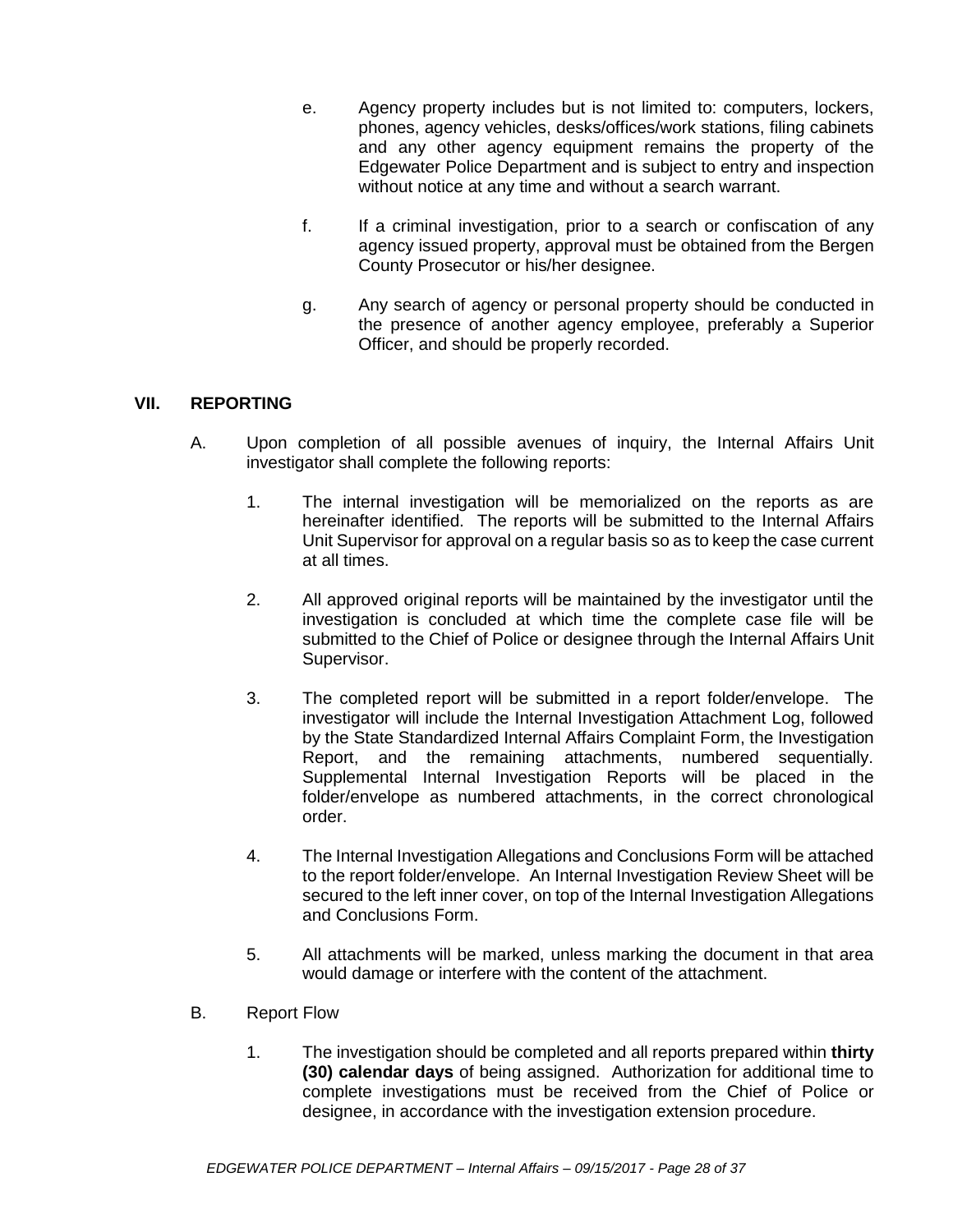e. Agency property includes but is not limited to: computers, lockers, phones, agency vehicles, desks/offices/work stations, filing cabinets and any other agency equipment remains the property of the Edgewater Police Department and is subject to entry and inspection without notice at any time and without a search warrant.

f. If a criminal investigation, prior to a search or confiscation of any agency issued property, approval must be obtained from the Bergen County Prosecutor or his/her designee.

g. Any search of agency or personal property should be conducted in the presence of another agency employee, preferably a Superior Officer, and should be properly recorded.

## VII. REPORTING

A. Upon completion of all possible avenues of inquiry, the Internal Affairs Unit investigator shall complete the following reports:

1. The internal investigation will be memorialized on the reports as are hereinafter identified. The reports will be submitted to the Internal Affairs Unit Supervisor for approval on a regular basis so as to keep the case current at all times.

2. All approved original reports will be maintained by the investigator until the investigation is concluded at which time the complete case file will be submitted to the Chief of Police or designee through the Internal Affairs Unit Supervisor.

3. The completed report will be submitted in a report folder/envelope. The investigator will include the Internal Investigation Attachment Log, followed by the State Standardized Internal Affairs Complaint Form, the Investigation Report, and the remaining attachments, numbered sequentially. Supplemental Internal Investigation Reports will be placed in the folder/envelope as numbered attachments, in the correct chronological order.

4. The Internal Investigation Allegations and Conclusions Form will be attached to the report folder/envelope. An Internal Investigation Review Sheet will be secured to the left inner cover, on top of the Internal Investigation Allegations and Conclusions Form.

5. All attachments will be marked, unless marking the document in that area would damage or interfere with the content of the attachment.

B. Report Flow

1. The investigation should be completed and all reports prepared within **thirty (30) calendar days** of being assigned. Authorization for additional time to complete investigations must be received from the Chief of Police or designee, in accordance with the investigation extension procedure.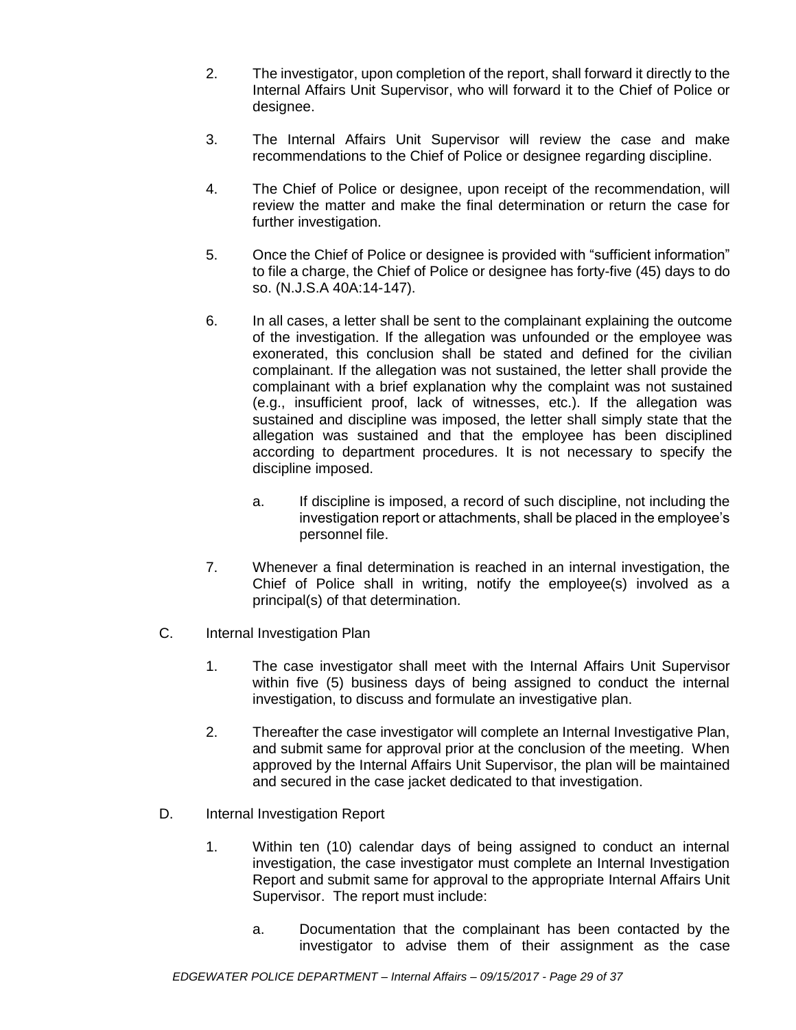2. The investigator, upon completion of the report, shall forward it directly to the Internal Affairs Unit Supervisor, who will forward it to the Chief of Police or designee.

3. The Internal Affairs Unit Supervisor will review the case and make recommendations to the Chief of Police or designee regarding discipline.

4. The Chief of Police or designee, upon receipt of the recommendation, will review the matter and make the final determination or return the case for further investigation.

5. Once the Chief of Police or designee is provided with "sufficient information" to file a charge, the Chief of Police or designee has forty-five (45) days to do so. (N.J.S.A 40A:14-147).

6. In all cases, a letter shall be sent to the complainant explaining the outcome of the investigation. If the allegation was unfounded or the employee was exonerated, this conclusion shall be stated and defined for the civilian complainant. If the allegation was not sustained, the letter shall provide the complainant with a brief explanation why the complaint was not sustained (e.g., insufficient proof, lack of witnesses, etc.). If the allegation was sustained and discipline was imposed, the letter shall simply state that the allegation was sustained and that the employee has been disciplined according to department procedures. It is not necessary to specify the discipline imposed.

   a. If discipline is imposed, a record of such discipline, not including the investigation report or attachments, shall be placed in the employee's personnel file.

7. Whenever a final determination is reached in an internal investigation, the Chief of Police shall in writing, notify the employee(s) involved as a principal(s) of that determination.

C. Internal Investigation Plan

1. The case investigator shall meet with the Internal Affairs Unit Supervisor within five (5) business days of being assigned to conduct the internal investigation, to discuss and formulate an investigative plan.

2. Thereafter the case investigator will complete an Internal Investigative Plan, and submit same for approval prior at the conclusion of the meeting. When approved by the Internal Affairs Unit Supervisor, the plan will be maintained and secured in the case jacket dedicated to that investigation.

D. Internal Investigation Report

1. Within ten (10) calendar days of being assigned to conduct an internal investigation, the case investigator must complete an Internal Investigation Report and submit same for approval to the appropriate Internal Affairs Unit Supervisor. The report must include:

   a. Documentation that the complainant has been contacted by the investigator to advise them of their assignment as the case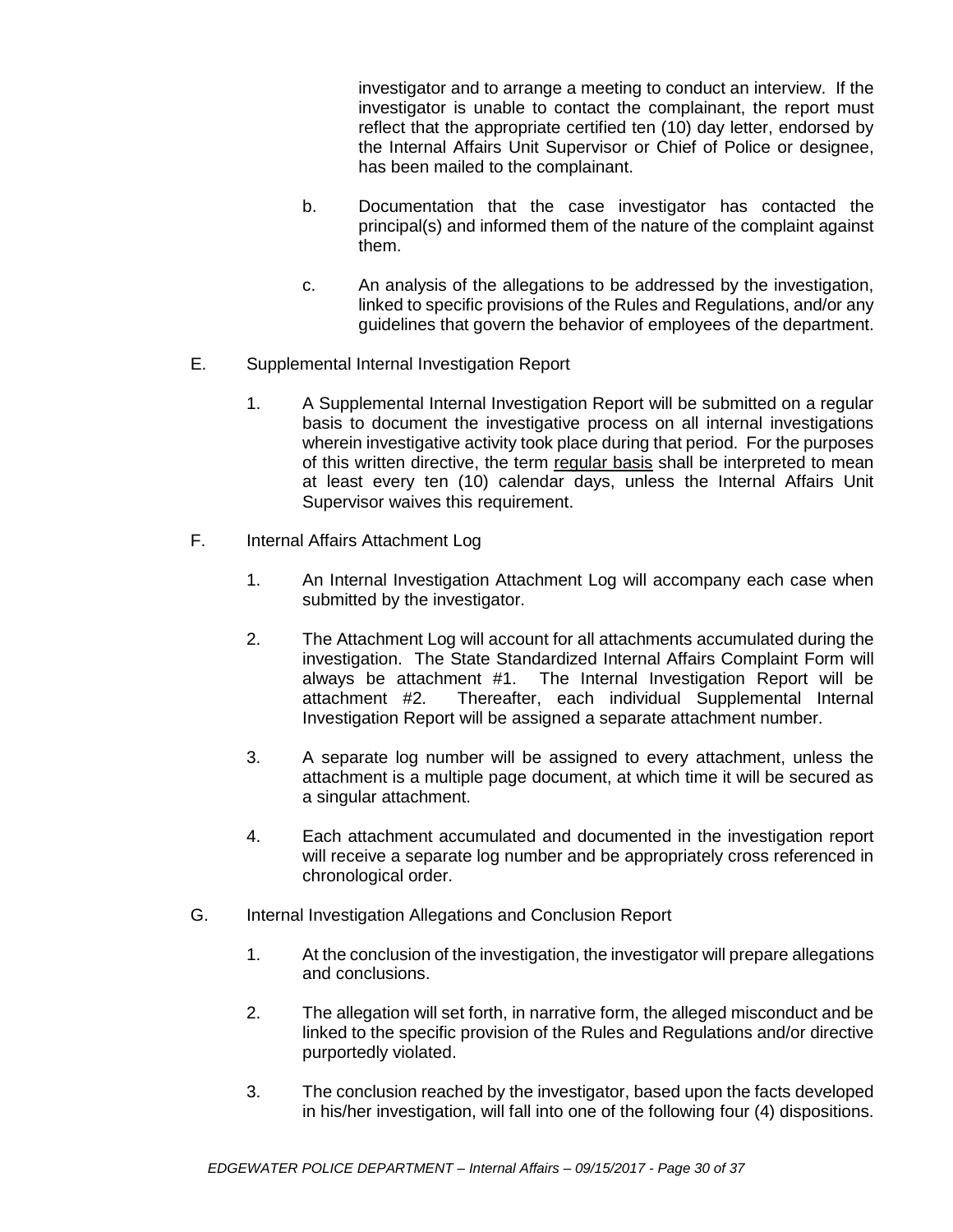investigator and to arrange a meeting to conduct an interview. If the investigator is unable to contact the complainant, the report must reflect that the appropriate certified ten (10) day letter, endorsed by the Internal Affairs Unit Supervisor or Chief of Police or designee, has been mailed to the complainant.

b. Documentation that the case investigator has contacted the principal(s) and informed them of the nature of the complaint against them.

c. An analysis of the allegations to be addressed by the investigation, linked to specific provisions of the Rules and Regulations, and/or any guidelines that govern the behavior of employees of the department.

E. Supplemental Internal Investigation Report

1. A Supplemental Internal Investigation Report will be submitted on a regular basis to document the investigative process on all internal investigations wherein investigative activity took place during that period. For the purposes of this written directive, the term <u>regular basis</u> shall be interpreted to mean at least every ten (10) calendar days, unless the Internal Affairs Unit Supervisor waives this requirement.

F. Internal Affairs Attachment Log

1. An Internal Investigation Attachment Log will accompany each case when submitted by the investigator.

2. The Attachment Log will account for all attachments accumulated during the investigation. The State Standardized Internal Affairs Complaint Form will always be attachment #1. The Internal Investigation Report will be attachment #2. Thereafter, each individual Supplemental Internal Investigation Report will be assigned a separate attachment number.

3. A separate log number will be assigned to every attachment, unless the attachment is a multiple page document, at which time it will be secured as a singular attachment.

4. Each attachment accumulated and documented in the investigation report will receive a separate log number and be appropriately cross referenced in chronological order.

G. Internal Investigation Allegations and Conclusion Report

1. At the conclusion of the investigation, the investigator will prepare allegations and conclusions.

2. The allegation will set forth, in narrative form, the alleged misconduct and be linked to the specific provision of the Rules and Regulations and/or directive purportedly violated.

3. The conclusion reached by the investigator, based upon the facts developed in his/her investigation, will fall into one of the following four (4) dispositions.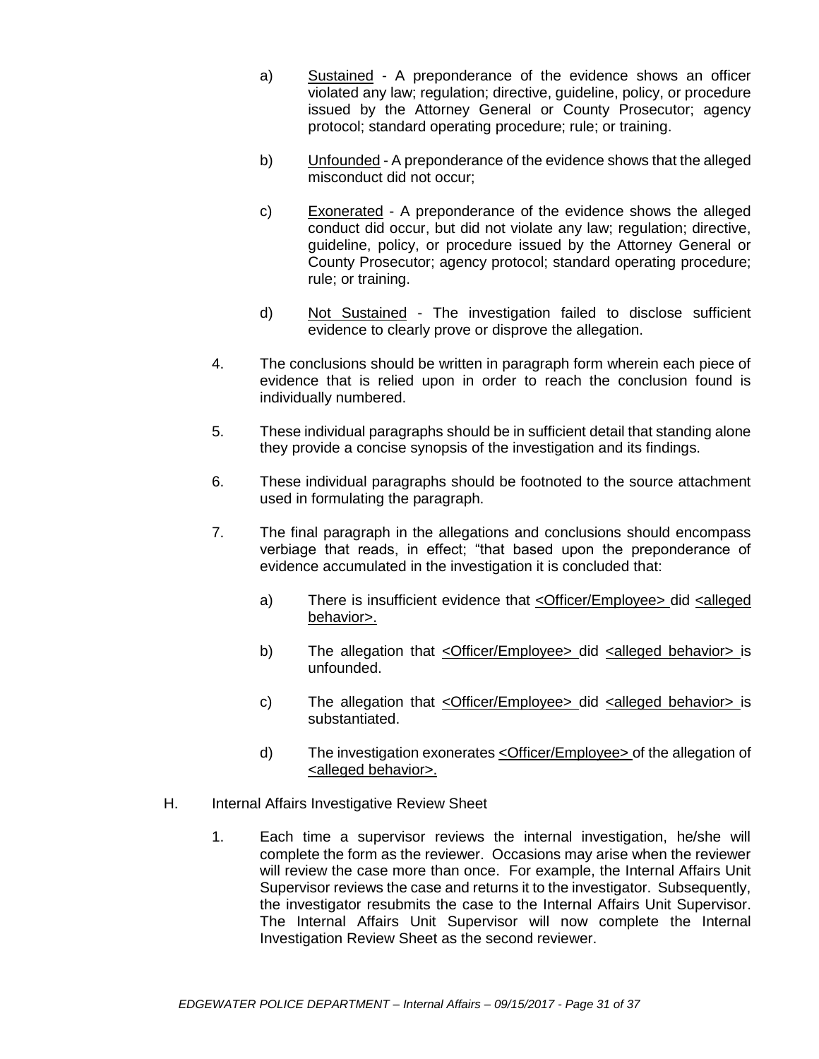a) Sustained - A preponderance of the evidence shows an officer violated any law; regulation; directive, guideline, policy, or procedure issued by the Attorney General or County Prosecutor; agency protocol; standard operating procedure; rule; or training.

b) Unfounded - A preponderance of the evidence shows that the alleged misconduct did not occur;

c) Exonerated - A preponderance of the evidence shows the alleged conduct did occur, but did not violate any law; regulation; directive, guideline, policy, or procedure issued by the Attorney General or County Prosecutor; agency protocol; standard operating procedure; rule; or training.

d) Not Sustained - The investigation failed to disclose sufficient evidence to clearly prove or disprove the allegation.

4. The conclusions should be written in paragraph form wherein each piece of evidence that is relied upon in order to reach the conclusion found is individually numbered.

5. These individual paragraphs should be in sufficient detail that standing alone they provide a concise synopsis of the investigation and its findings.

6. These individual paragraphs should be footnoted to the source attachment used in formulating the paragraph.

7. The final paragraph in the allegations and conclusions should encompass verbiage that reads, in effect; "that based upon the preponderance of evidence accumulated in the investigation it is concluded that:

   a) There is insufficient evidence that <Officer/Employee> did <alleged behavior>.

   b) The allegation that <Officer/Employee> did <alleged behavior> is unfounded.

   c) The allegation that <Officer/Employee> did <alleged behavior> is substantiated.

   d) The investigation exonerates <Officer/Employee> of the allegation of <alleged behavior>.

H. Internal Affairs Investigative Review Sheet

1. Each time a supervisor reviews the internal investigation, he/she will complete the form as the reviewer. Occasions may arise when the reviewer will review the case more than once. For example, the Internal Affairs Unit Supervisor reviews the case and returns it to the investigator. Subsequently, the investigator resubmits the case to the Internal Affairs Unit Supervisor. The Internal Affairs Unit Supervisor will now complete the Internal Investigation Review Sheet as the second reviewer.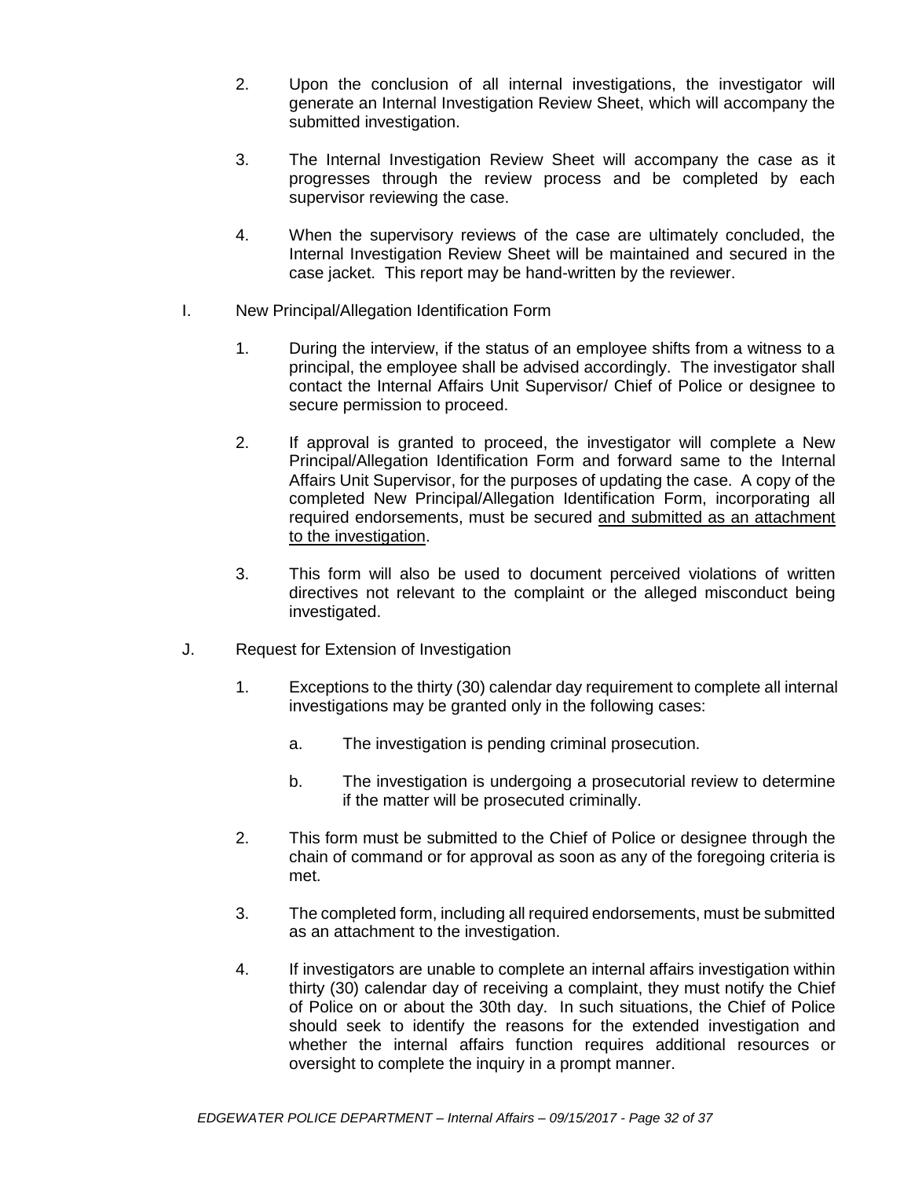2. Upon the conclusion of all internal investigations, the investigator will generate an Internal Investigation Review Sheet, which will accompany the submitted investigation.

3. The Internal Investigation Review Sheet will accompany the case as it progresses through the review process and be completed by each supervisor reviewing the case.

4. When the supervisory reviews of the case are ultimately concluded, the Internal Investigation Review Sheet will be maintained and secured in the case jacket. This report may be hand-written by the reviewer.

I. New Principal/Allegation Identification Form

1. During the interview, if the status of an employee shifts from a witness to a principal, the employee shall be advised accordingly. The investigator shall contact the Internal Affairs Unit Supervisor/ Chief of Police or designee to secure permission to proceed.

2. If approval is granted to proceed, the investigator will complete a New Principal/Allegation Identification Form and forward same to the Internal Affairs Unit Supervisor, for the purposes of updating the case. A copy of the completed New Principal/Allegation Identification Form, incorporating all required endorsements, must be secured <u>and submitted as an attachment to the investigation</u>.

3. This form will also be used to document perceived violations of written directives not relevant to the complaint or the alleged misconduct being investigated.

J. Request for Extension of Investigation

1. Exceptions to the thirty (30) calendar day requirement to complete all internal investigations may be granted only in the following cases:

    a. The investigation is pending criminal prosecution.

    b. The investigation is undergoing a prosecutorial review to determine if the matter will be prosecuted criminally.

2. This form must be submitted to the Chief of Police or designee through the chain of command or for approval as soon as any of the foregoing criteria is met.

3. The completed form, including all required endorsements, must be submitted as an attachment to the investigation.

4. If investigators are unable to complete an internal affairs investigation within thirty (30) calendar day of receiving a complaint, they must notify the Chief of Police on or about the 30th day. In such situations, the Chief of Police should seek to identify the reasons for the extended investigation and whether the internal affairs function requires additional resources or oversight to complete the inquiry in a prompt manner.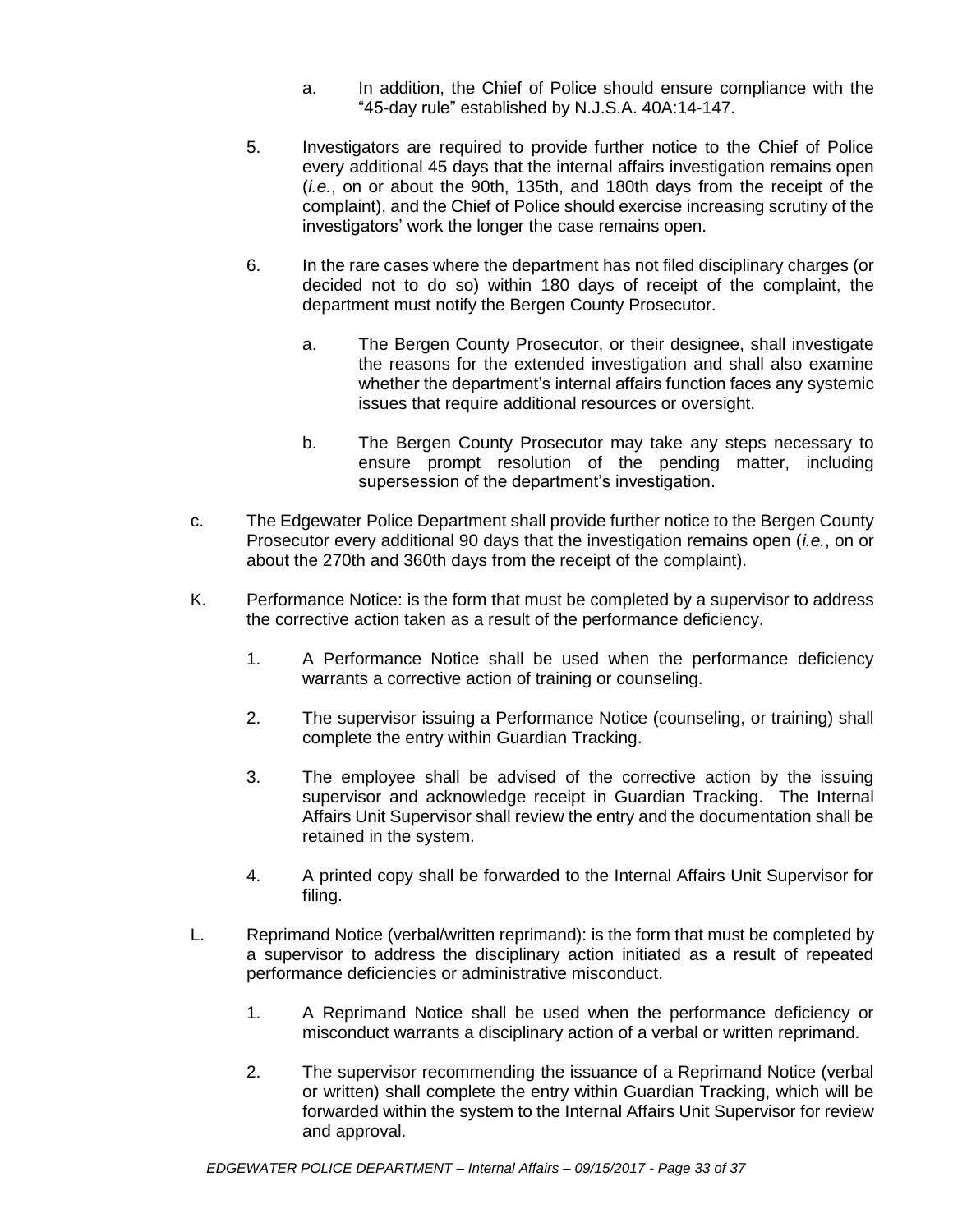a. In addition, the Chief of Police should ensure compliance with the "45-day rule" established by N.J.S.A. 40A:14-147.

5. Investigators are required to provide further notice to the Chief of Police every additional 45 days that the internal affairs investigation remains open (*i.e.*, on or about the 90th, 135th, and 180th days from the receipt of the complaint), and the Chief of Police should exercise increasing scrutiny of the investigators' work the longer the case remains open.

6. In the rare cases where the department has not filed disciplinary charges (or decided not to do so) within 180 days of receipt of the complaint, the department must notify the Bergen County Prosecutor.

   a. The Bergen County Prosecutor, or their designee, shall investigate the reasons for the extended investigation and shall also examine whether the department's internal affairs function faces any systemic issues that require additional resources or oversight.

   b. The Bergen County Prosecutor may take any steps necessary to ensure prompt resolution of the pending matter, including supersession of the department's investigation.

c. The Edgewater Police Department shall provide further notice to the Bergen County Prosecutor every additional 90 days that the investigation remains open (*i.e.*, on or about the 270th and 360th days from the receipt of the complaint).

K. Performance Notice: is the form that must be completed by a supervisor to address the corrective action taken as a result of the performance deficiency.

1. A Performance Notice shall be used when the performance deficiency warrants a corrective action of training or counseling.

2. The supervisor issuing a Performance Notice (counseling, or training) shall complete the entry within Guardian Tracking.

3. The employee shall be advised of the corrective action by the issuing supervisor and acknowledge receipt in Guardian Tracking. The Internal Affairs Unit Supervisor shall review the entry and the documentation shall be retained in the system.

4. A printed copy shall be forwarded to the Internal Affairs Unit Supervisor for filing.

L. Reprimand Notice (verbal/written reprimand): is the form that must be completed by a supervisor to address the disciplinary action initiated as a result of repeated performance deficiencies or administrative misconduct.

1. A Reprimand Notice shall be used when the performance deficiency or misconduct warrants a disciplinary action of a verbal or written reprimand.

2. The supervisor recommending the issuance of a Reprimand Notice (verbal or written) shall complete the entry within Guardian Tracking, which will be forwarded within the system to the Internal Affairs Unit Supervisor for review and approval.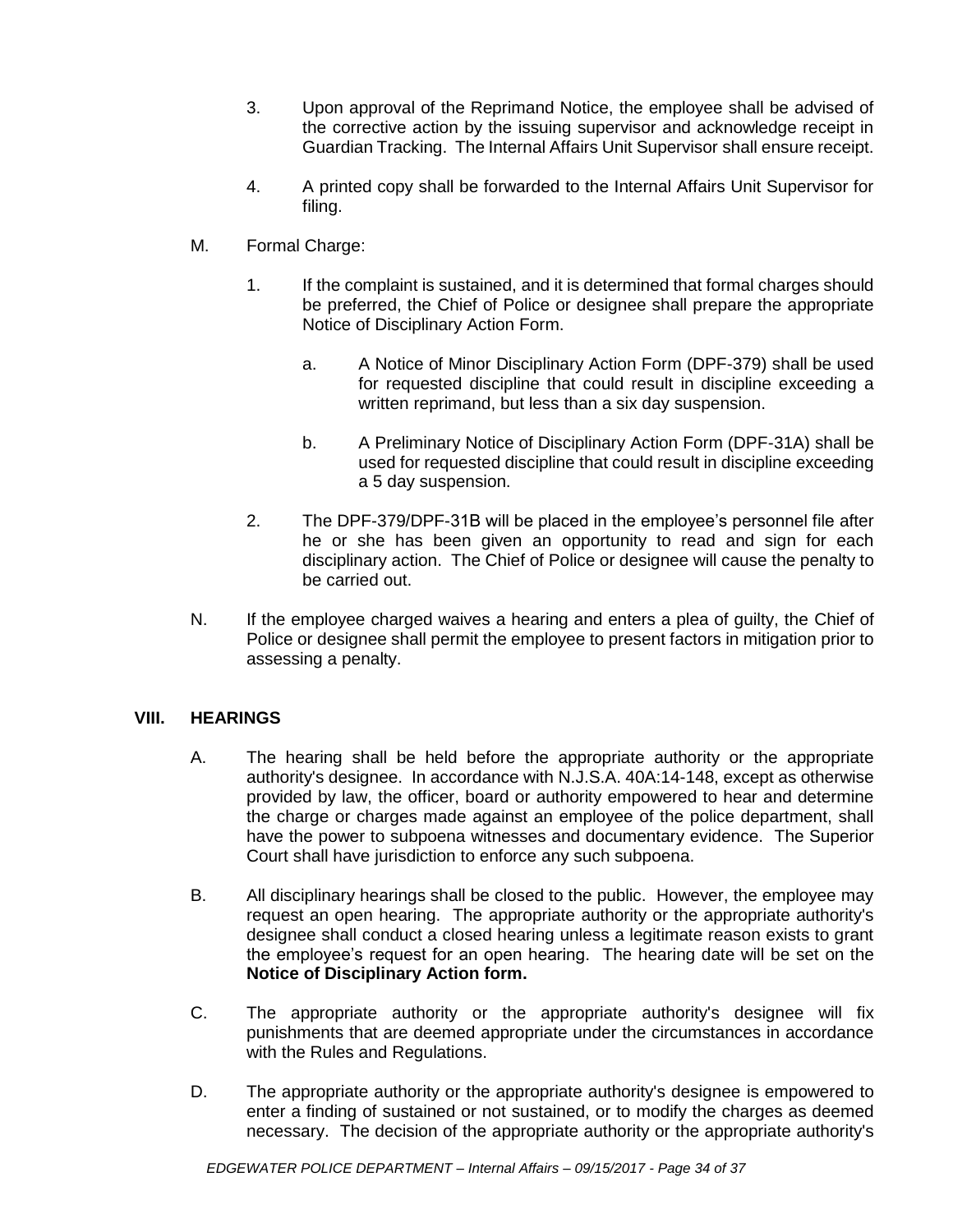3. Upon approval of the Reprimand Notice, the employee shall be advised of the corrective action by the issuing supervisor and acknowledge receipt in Guardian Tracking. The Internal Affairs Unit Supervisor shall ensure receipt.

4. A printed copy shall be forwarded to the Internal Affairs Unit Supervisor for filing.

M. Formal Charge:

1. If the complaint is sustained, and it is determined that formal charges should be preferred, the Chief of Police or designee shall prepare the appropriate Notice of Disciplinary Action Form.

   a. A Notice of Minor Disciplinary Action Form (DPF-379) shall be used for requested discipline that could result in discipline exceeding a written reprimand, but less than a six day suspension.

   b. A Preliminary Notice of Disciplinary Action Form (DPF-31A) shall be used for requested discipline that could result in discipline exceeding a 5 day suspension.

2. The DPF-379/DPF-31B will be placed in the employee's personnel file after he or she has been given an opportunity to read and sign for each disciplinary action. The Chief of Police or designee will cause the penalty to be carried out.

N. If the employee charged waives a hearing and enters a plea of guilty, the Chief of Police or designee shall permit the employee to present factors in mitigation prior to assessing a penalty.

## VIII. HEARINGS

A. The hearing shall be held before the appropriate authority or the appropriate authority's designee. In accordance with N.J.S.A. 40A:14-148, except as otherwise provided by law, the officer, board or authority empowered to hear and determine the charge or charges made against an employee of the police department, shall have the power to subpoena witnesses and documentary evidence. The Superior Court shall have jurisdiction to enforce any such subpoena.

B. All disciplinary hearings shall be closed to the public. However, the employee may request an open hearing. The appropriate authority or the appropriate authority's designee shall conduct a closed hearing unless a legitimate reason exists to grant the employee's request for an open hearing. The hearing date will be set on the **Notice of Disciplinary Action form.**

C. The appropriate authority or the appropriate authority's designee will fix punishments that are deemed appropriate under the circumstances in accordance with the Rules and Regulations.

D. The appropriate authority or the appropriate authority's designee is empowered to enter a finding of sustained or not sustained, or to modify the charges as deemed necessary. The decision of the appropriate authority or the appropriate authority's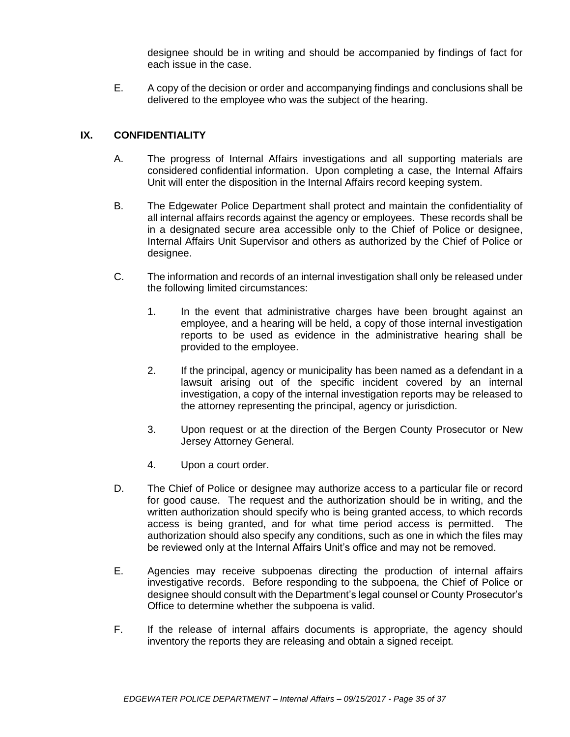designee should be in writing and should be accompanied by findings of fact for each issue in the case.

E. A copy of the decision or order and accompanying findings and conclusions shall be delivered to the employee who was the subject of the hearing.

## IX. CONFIDENTIALITY

A. The progress of Internal Affairs investigations and all supporting materials are considered confidential information. Upon completing a case, the Internal Affairs Unit will enter the disposition in the Internal Affairs record keeping system.

B. The Edgewater Police Department shall protect and maintain the confidentiality of all internal affairs records against the agency or employees. These records shall be in a designated secure area accessible only to the Chief of Police or designee, Internal Affairs Unit Supervisor and others as authorized by the Chief of Police or designee.

C. The information and records of an internal investigation shall only be released under the following limited circumstances:

1. In the event that administrative charges have been brought against an employee, and a hearing will be held, a copy of those internal investigation reports to be used as evidence in the administrative hearing shall be provided to the employee.

2. If the principal, agency or municipality has been named as a defendant in a lawsuit arising out of the specific incident covered by an internal investigation, a copy of the internal investigation reports may be released to the attorney representing the principal, agency or jurisdiction.

3. Upon request or at the direction of the Bergen County Prosecutor or New Jersey Attorney General.

4. Upon a court order.

D. The Chief of Police or designee may authorize access to a particular file or record for good cause. The request and the authorization should be in writing, and the written authorization should specify who is being granted access, to which records access is being granted, and for what time period access is permitted. The authorization should also specify any conditions, such as one in which the files may be reviewed only at the Internal Affairs Unit's office and may not be removed.

E. Agencies may receive subpoenas directing the production of internal affairs investigative records. Before responding to the subpoena, the Chief of Police or designee should consult with the Department's legal counsel or County Prosecutor's Office to determine whether the subpoena is valid.

F. If the release of internal affairs documents is appropriate, the agency should inventory the reports they are releasing and obtain a signed receipt.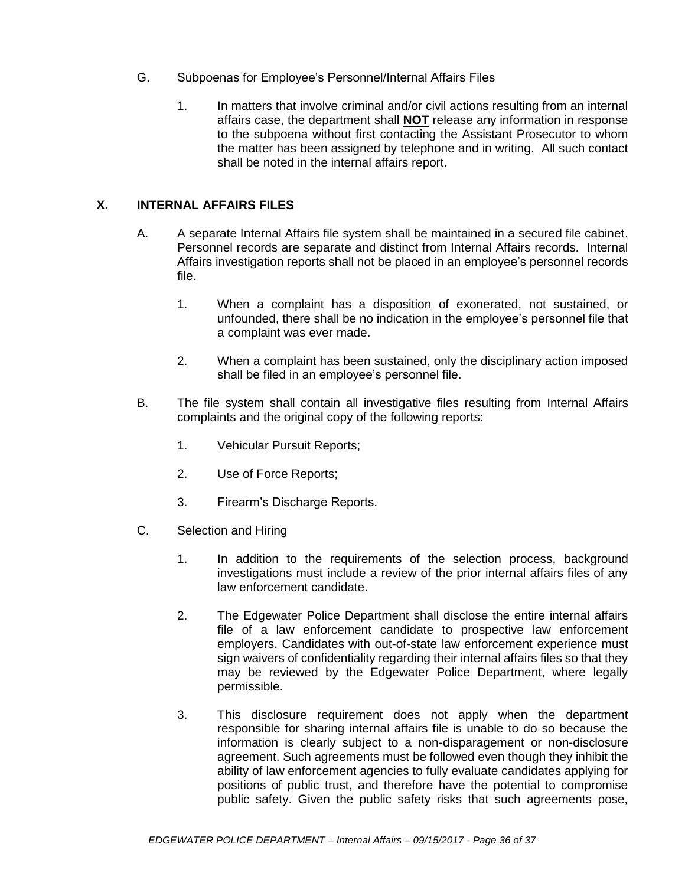G. Subpoenas for Employee's Personnel/Internal Affairs Files

1. In matters that involve criminal and/or civil actions resulting from an internal affairs case, the department shall **NOT** release any information in response to the subpoena without first contacting the Assistant Prosecutor to whom the matter has been assigned by telephone and in writing. All such contact shall be noted in the internal affairs report.

## X. INTERNAL AFFAIRS FILES

A. A separate Internal Affairs file system shall be maintained in a secured file cabinet. Personnel records are separate and distinct from Internal Affairs records. Internal Affairs investigation reports shall not be placed in an employee's personnel records file.

1. When a complaint has a disposition of exonerated, not sustained, or unfounded, there shall be no indication in the employee's personnel file that a complaint was ever made.

2. When a complaint has been sustained, only the disciplinary action imposed shall be filed in an employee's personnel file.

B. The file system shall contain all investigative files resulting from Internal Affairs complaints and the original copy of the following reports:

1. Vehicular Pursuit Reports;

2. Use of Force Reports;

3. Firearm's Discharge Reports.

C. Selection and Hiring

1. In addition to the requirements of the selection process, background investigations must include a review of the prior internal affairs files of any law enforcement candidate.

2. The Edgewater Police Department shall disclose the entire internal affairs file of a law enforcement candidate to prospective law enforcement employers. Candidates with out-of-state law enforcement experience must sign waivers of confidentiality regarding their internal affairs files so that they may be reviewed by the Edgewater Police Department, where legally permissible.

3. This disclosure requirement does not apply when the department responsible for sharing internal affairs file is unable to do so because the information is clearly subject to a non-disparagement or non-disclosure agreement. Such agreements must be followed even though they inhibit the ability of law enforcement agencies to fully evaluate candidates applying for positions of public trust, and therefore have the potential to compromise public safety. Given the public safety risks that such agreements pose,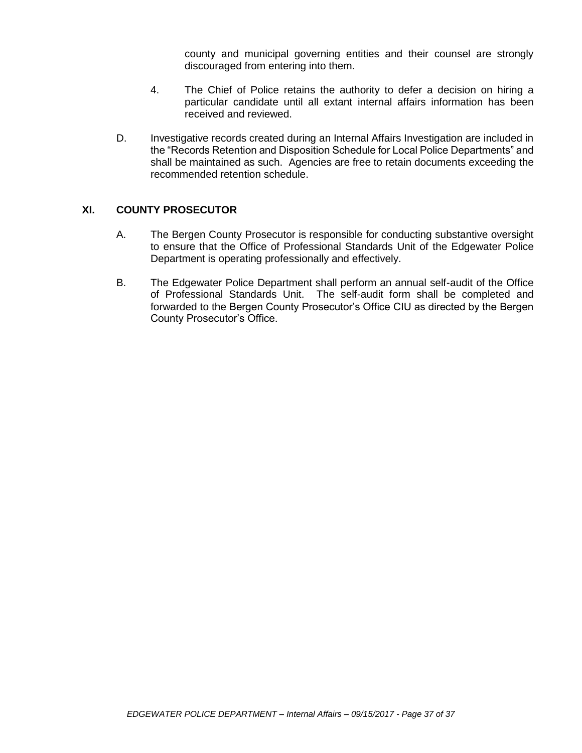county and municipal governing entities and their counsel are strongly discouraged from entering into them.

4. The Chief of Police retains the authority to defer a decision on hiring a particular candidate until all extant internal affairs information has been received and reviewed.

D. Investigative records created during an Internal Affairs Investigation are included in the "Records Retention and Disposition Schedule for Local Police Departments" and shall be maintained as such. Agencies are free to retain documents exceeding the recommended retention schedule.

## XI. COUNTY PROSECUTOR

A. The Bergen County Prosecutor is responsible for conducting substantive oversight to ensure that the Office of Professional Standards Unit of the Edgewater Police Department is operating professionally and effectively.

B. The Edgewater Police Department shall perform an annual self-audit of the Office of Professional Standards Unit. The self-audit form shall be completed and forwarded to the Bergen County Prosecutor's Office CIU as directed by the Bergen County Prosecutor's Office.